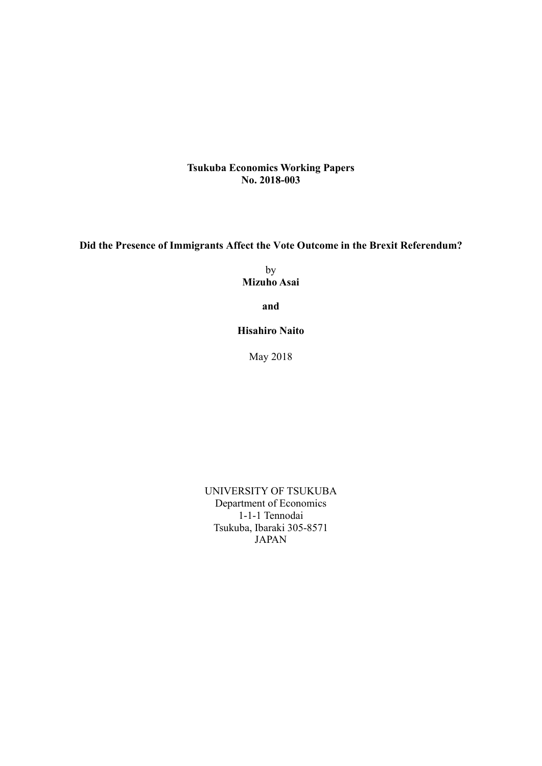**Tsukuba Economics Working Papers**
**No. 2018-003**

# Did the Presence of Immigrants Affect the Vote Outcome in the Brexit Referendum?

by

**Mizuho Asai**

**and**

**Hisahiro Naito**

May 2018

UNIVERSITY OF TSUKUBA
Department of Economics
1-1-1 Tennodai
Tsukuba, Ibaraki 305-8571
JAPAN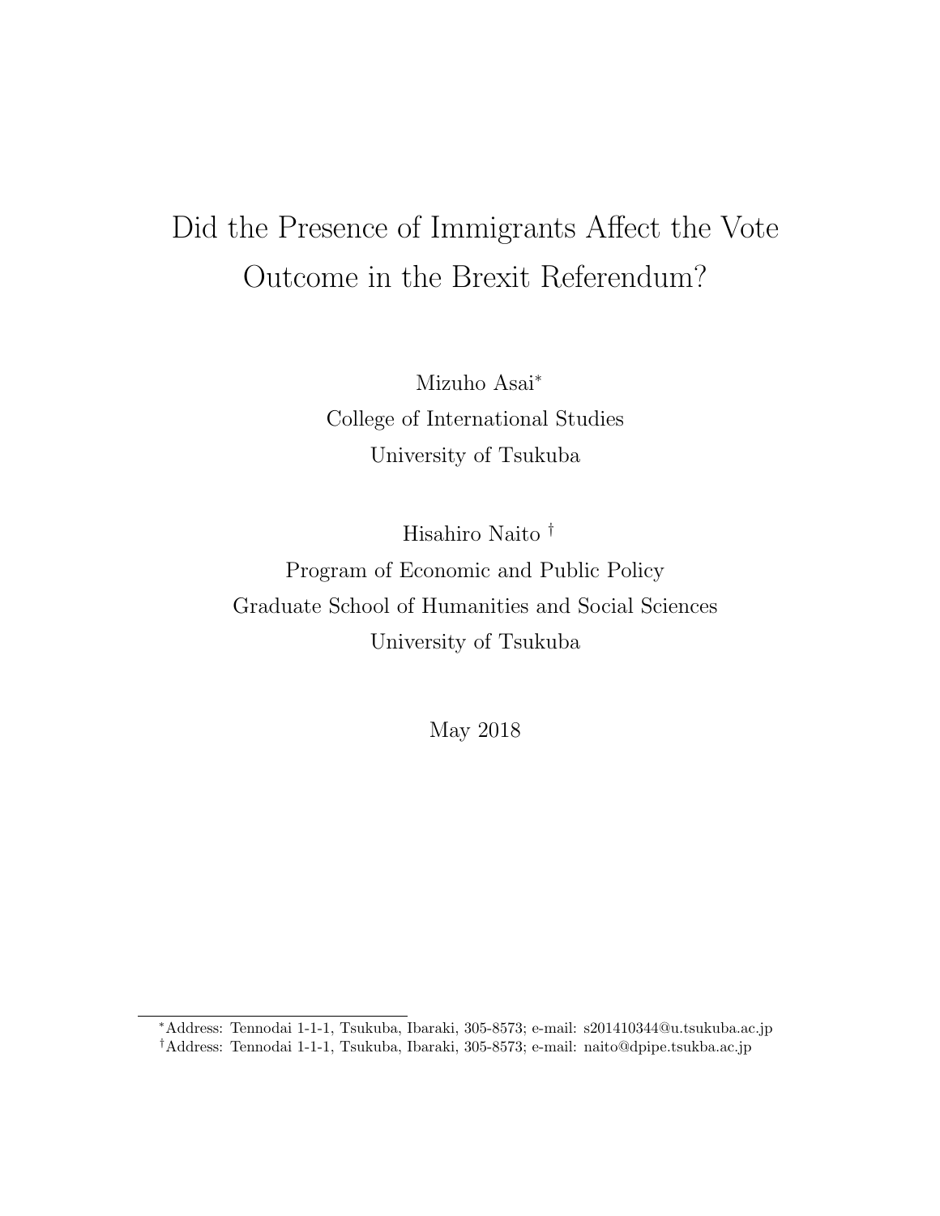# Did the Presence of Immigrants Affect the Vote Outcome in the Brexit Referendum?

Mizuho Asai*

College of International Studies

University of Tsukuba

Hisahiro Naito †

Program of Economic and Public Policy

Graduate School of Humanities and Social Sciences

University of Tsukuba

May 2018

*Address: Tennodai 1-1-1, Tsukuba, Ibaraki, 305-8573; e-mail: s201410344@u.tsukuba.ac.jp

†Address: Tennodai 1-1-1, Tsukuba, Ibaraki, 305-8573; e-mail: naito@dpipe.tsukba.ac.jp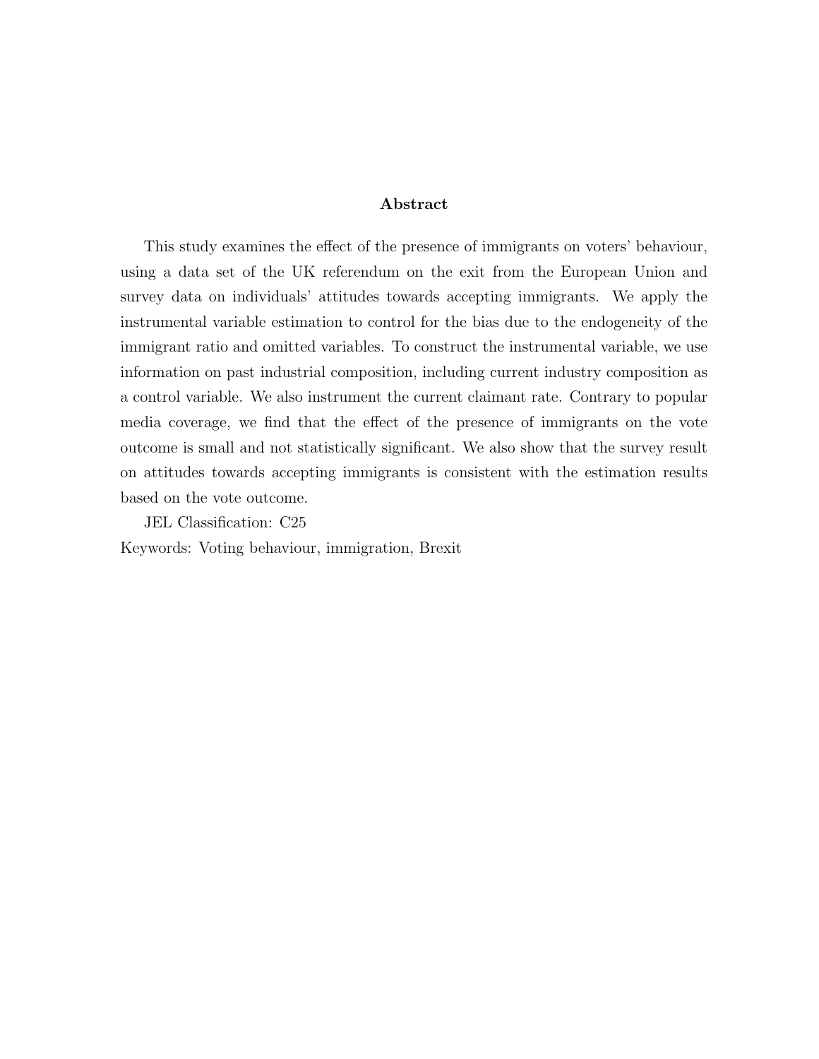## Abstract

This study examines the effect of the presence of immigrants on voters' behaviour, using a data set of the UK referendum on the exit from the European Union and survey data on individuals' attitudes towards accepting immigrants. We apply the instrumental variable estimation to control for the bias due to the endogeneity of the immigrant ratio and omitted variables. To construct the instrumental variable, we use information on past industrial composition, including current industry composition as a control variable. We also instrument the current claimant rate. Contrary to popular media coverage, we find that the effect of the presence of immigrants on the vote outcome is small and not statistically significant. We also show that the survey result on attitudes towards accepting immigrants is consistent with the estimation results based on the vote outcome.

JEL Classification: C25

Keywords: Voting behaviour, immigration, Brexit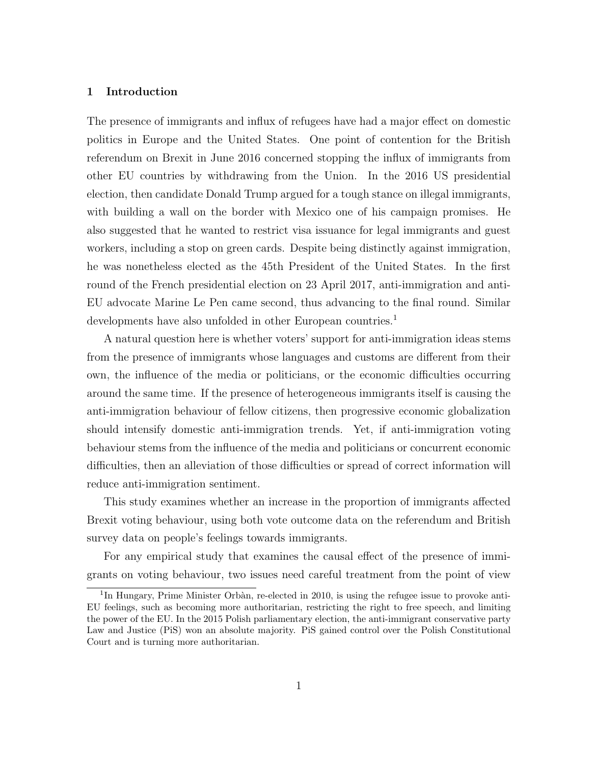## 1 Introduction

The presence of immigrants and influx of refugees have had a major effect on domestic politics in Europe and the United States. One point of contention for the British referendum on Brexit in June 2016 concerned stopping the influx of immigrants from other EU countries by withdrawing from the Union. In the 2016 US presidential election, then candidate Donald Trump argued for a tough stance on illegal immigrants, with building a wall on the border with Mexico one of his campaign promises. He also suggested that he wanted to restrict visa issuance for legal immigrants and guest workers, including a stop on green cards. Despite being distinctly against immigration, he was nonetheless elected as the 45th President of the United States. In the first round of the French presidential election on 23 April 2017, anti-immigration and anti-EU advocate Marine Le Pen came second, thus advancing to the final round. Similar developments have also unfolded in other European countries.[1]

A natural question here is whether voters' support for anti-immigration ideas stems from the presence of immigrants whose languages and customs are different from their own, the influence of the media or politicians, or the economic difficulties occurring around the same time. If the presence of heterogeneous immigrants itself is causing the anti-immigration behaviour of fellow citizens, then progressive economic globalization should intensify domestic anti-immigration trends. Yet, if anti-immigration voting behaviour stems from the influence of the media and politicians or concurrent economic difficulties, then an alleviation of those difficulties or spread of correct information will reduce anti-immigration sentiment.

This study examines whether an increase in the proportion of immigrants affected Brexit voting behaviour, using both vote outcome data on the referendum and British survey data on people's feelings towards immigrants.

For any empirical study that examines the causal effect of the presence of immigrants on voting behaviour, two issues need careful treatment from the point of view

[1] In Hungary, Prime Minister Orbàn, re-elected in 2010, is using the refugee issue to provoke anti-EU feelings, such as becoming more authoritarian, restricting the right to free speech, and limiting the power of the EU. In the 2015 Polish parliamentary election, the anti-immigrant conservative party Law and Justice (PiS) won an absolute majority. PiS gained control over the Polish Constitutional Court and is turning more authoritarian.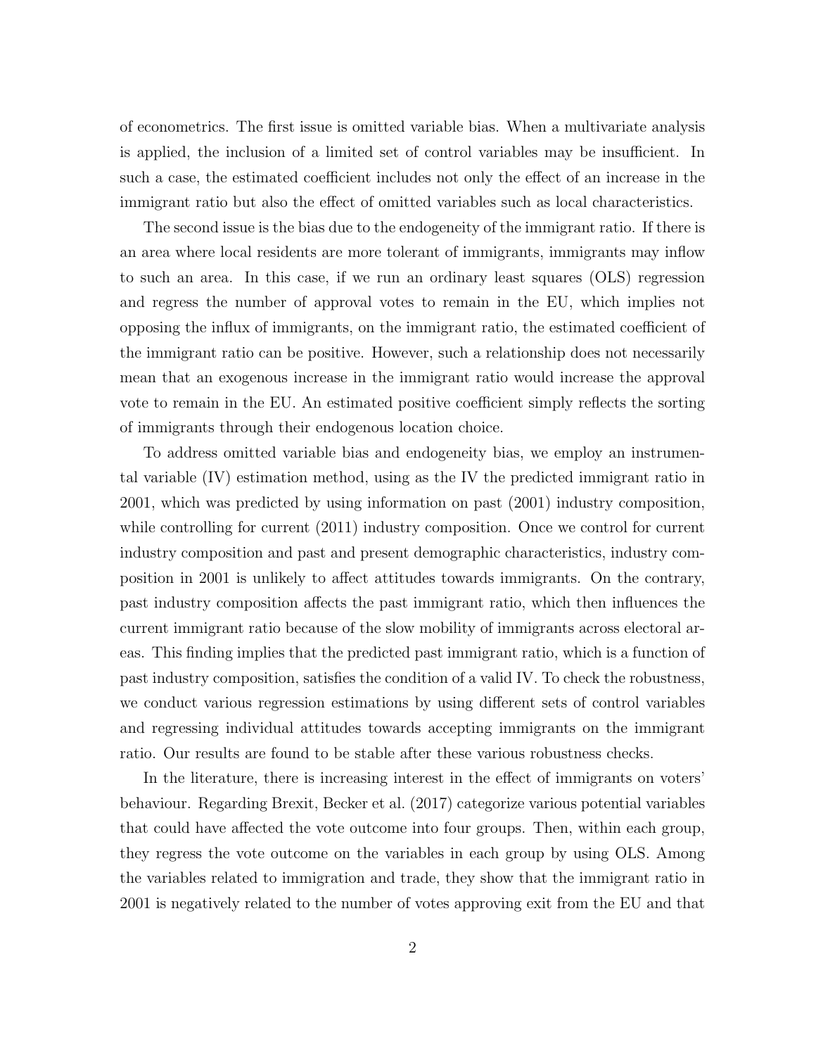of econometrics. The first issue is omitted variable bias. When a multivariate analysis is applied, the inclusion of a limited set of control variables may be insufficient. In such a case, the estimated coefficient includes not only the effect of an increase in the immigrant ratio but also the effect of omitted variables such as local characteristics.

The second issue is the bias due to the endogeneity of the immigrant ratio. If there is an area where local residents are more tolerant of immigrants, immigrants may inflow to such an area. In this case, if we run an ordinary least squares (OLS) regression and regress the number of approval votes to remain in the EU, which implies not opposing the influx of immigrants, on the immigrant ratio, the estimated coefficient of the immigrant ratio can be positive. However, such a relationship does not necessarily mean that an exogenous increase in the immigrant ratio would increase the approval vote to remain in the EU. An estimated positive coefficient simply reflects the sorting of immigrants through their endogenous location choice.

To address omitted variable bias and endogeneity bias, we employ an instrumental variable (IV) estimation method, using as the IV the predicted immigrant ratio in 2001, which was predicted by using information on past (2001) industry composition, while controlling for current (2011) industry composition. Once we control for current industry composition and past and present demographic characteristics, industry composition in 2001 is unlikely to affect attitudes towards immigrants. On the contrary, past industry composition affects the past immigrant ratio, which then influences the current immigrant ratio because of the slow mobility of immigrants across electoral areas. This finding implies that the predicted past immigrant ratio, which is a function of past industry composition, satisfies the condition of a valid IV. To check the robustness, we conduct various regression estimations by using different sets of control variables and regressing individual attitudes towards accepting immigrants on the immigrant ratio. Our results are found to be stable after these various robustness checks.

In the literature, there is increasing interest in the effect of immigrants on voters' behaviour. Regarding Brexit, Becker et al. (2017) categorize various potential variables that could have affected the vote outcome into four groups. Then, within each group, they regress the vote outcome on the variables in each group by using OLS. Among the variables related to immigration and trade, they show that the immigrant ratio in 2001 is negatively related to the number of votes approving exit from the EU and that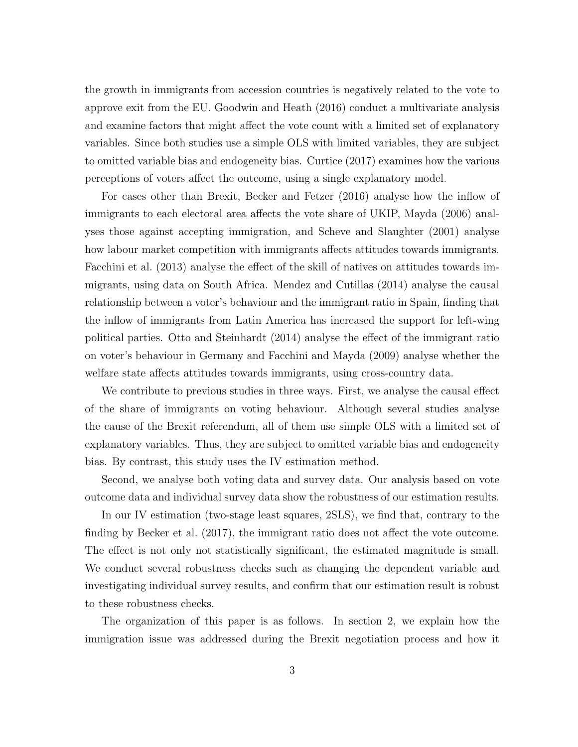the growth in immigrants from accession countries is negatively related to the vote to approve exit from the EU. Goodwin and Heath (2016) conduct a multivariate analysis and examine factors that might affect the vote count with a limited set of explanatory variables. Since both studies use a simple OLS with limited variables, they are subject to omitted variable bias and endogeneity bias. Curtice (2017) examines how the various perceptions of voters affect the outcome, using a single explanatory model.

For cases other than Brexit, Becker and Fetzer (2016) analyse how the inflow of immigrants to each electoral area affects the vote share of UKIP, Mayda (2006) analyses those against accepting immigration, and Scheve and Slaughter (2001) analyse how labour market competition with immigrants affects attitudes towards immigrants. Facchini et al. (2013) analyse the effect of the skill of natives on attitudes towards immigrants, using data on South Africa. Mendez and Cutillas (2014) analyse the causal relationship between a voter's behaviour and the immigrant ratio in Spain, finding that the inflow of immigrants from Latin America has increased the support for left-wing political parties. Otto and Steinhardt (2014) analyse the effect of the immigrant ratio on voter's behaviour in Germany and Facchini and Mayda (2009) analyse whether the welfare state affects attitudes towards immigrants, using cross-country data.

We contribute to previous studies in three ways. First, we analyse the causal effect of the share of immigrants on voting behaviour. Although several studies analyse the cause of the Brexit referendum, all of them use simple OLS with a limited set of explanatory variables. Thus, they are subject to omitted variable bias and endogeneity bias. By contrast, this study uses the IV estimation method.

Second, we analyse both voting data and survey data. Our analysis based on vote outcome data and individual survey data show the robustness of our estimation results.

In our IV estimation (two-stage least squares, 2SLS), we find that, contrary to the finding by Becker et al. (2017), the immigrant ratio does not affect the vote outcome. The effect is not only not statistically significant, the estimated magnitude is small. We conduct several robustness checks such as changing the dependent variable and investigating individual survey results, and confirm that our estimation result is robust to these robustness checks.

The organization of this paper is as follows. In section 2, we explain how the immigration issue was addressed during the Brexit negotiation process and how it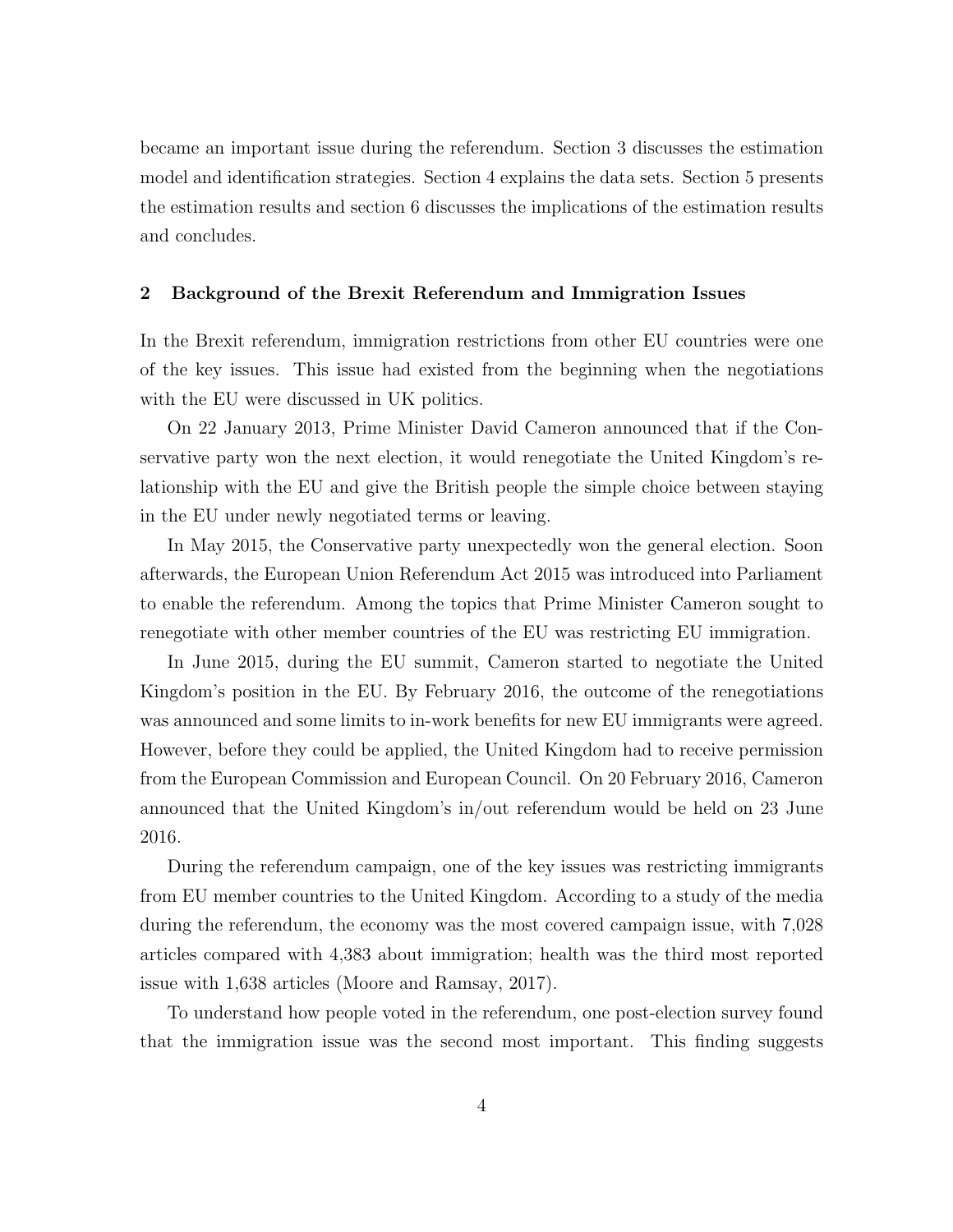became an important issue during the referendum. Section 3 discusses the estimation model and identification strategies. Section 4 explains the data sets. Section 5 presents the estimation results and section 6 discusses the implications of the estimation results and concludes.

## 2 Background of the Brexit Referendum and Immigration Issues

In the Brexit referendum, immigration restrictions from other EU countries were one of the key issues. This issue had existed from the beginning when the negotiations with the EU were discussed in UK politics.

On 22 January 2013, Prime Minister David Cameron announced that if the Conservative party won the next election, it would renegotiate the United Kingdom's relationship with the EU and give the British people the simple choice between staying in the EU under newly negotiated terms or leaving.

In May 2015, the Conservative party unexpectedly won the general election. Soon afterwards, the European Union Referendum Act 2015 was introduced into Parliament to enable the referendum. Among the topics that Prime Minister Cameron sought to renegotiate with other member countries of the EU was restricting EU immigration.

In June 2015, during the EU summit, Cameron started to negotiate the United Kingdom's position in the EU. By February 2016, the outcome of the renegotiations was announced and some limits to in-work benefits for new EU immigrants were agreed. However, before they could be applied, the United Kingdom had to receive permission from the European Commission and European Council. On 20 February 2016, Cameron announced that the United Kingdom's in/out referendum would be held on 23 June 2016.

During the referendum campaign, one of the key issues was restricting immigrants from EU member countries to the United Kingdom. According to a study of the media during the referendum, the economy was the most covered campaign issue, with 7,028 articles compared with 4,383 about immigration; health was the third most reported issue with 1,638 articles (Moore and Ramsay, 2017).

To understand how people voted in the referendum, one post-election survey found that the immigration issue was the second most important. This finding suggests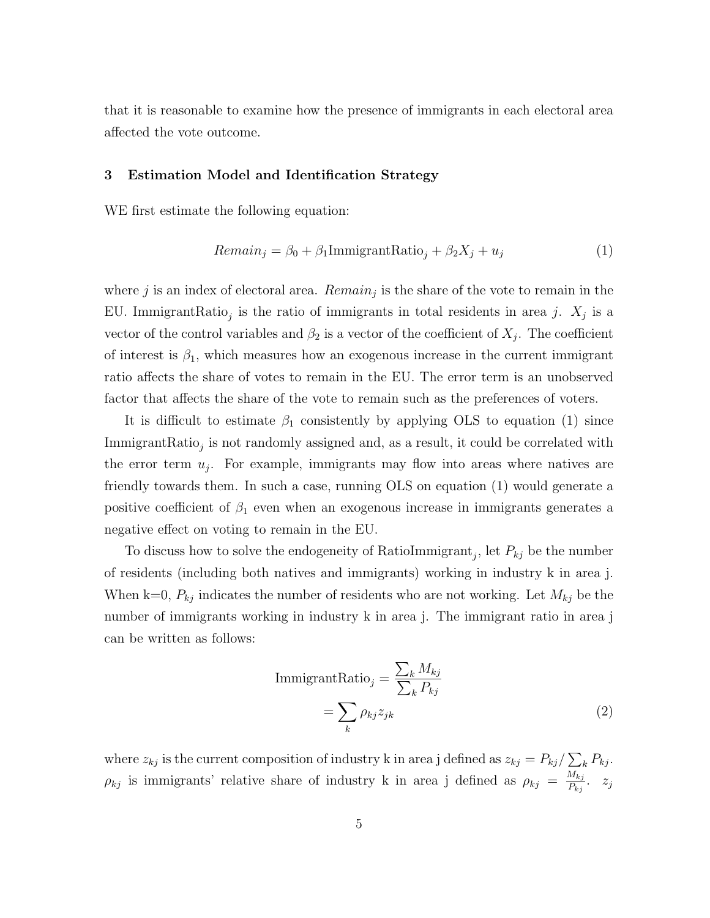that it is reasonable to examine how the presence of immigrants in each electoral area affected the vote outcome.

## 3 Estimation Model and Identification Strategy

WE first estimate the following equation:

$$Remain_j = \beta_0 + \beta_1 \text{ImmigrantRatio}_j + \beta_2 X_j + u_j \tag{1}$$

where $j$ is an index of electoral area. $Remain_j$ is the share of the vote to remain in the EU. $\text{ImmigrantRatio}_j$ is the ratio of immigrants in total residents in area $j$. $X_j$ is a vector of the control variables and $\beta_2$ is a vector of the coefficient of $X_j$. The coefficient of interest is $\beta_1$, which measures how an exogenous increase in the current immigrant ratio affects the share of votes to remain in the EU. The error term is an unobserved factor that affects the share of the vote to remain such as the preferences of voters.

It is difficult to estimate $\beta_1$ consistently by applying OLS to equation (1) since $\text{ImmigrantRatio}_j$ is not randomly assigned and, as a result, it could be correlated with the error term $u_j$. For example, immigrants may flow into areas where natives are friendly towards them. In such a case, running OLS on equation (1) would generate a positive coefficient of $\beta_1$ even when an exogenous increase in immigrants generates a negative effect on voting to remain in the EU.

To discuss how to solve the endogeneity of $\text{RatioImmigrant}_j$, let $P_{kj}$ be the number of residents (including both natives and immigrants) working in industry k in area j. When k=0, $P_{kj}$ indicates the number of residents who are not working. Let $M_{kj}$ be the number of immigrants working in industry k in area j. The immigrant ratio in area j can be written as follows:

$$\begin{aligned}\text{ImmigrantRatio}_j &= \frac{\sum_k M_{kj}}{\sum_k P_{kj}} \\ &= \sum_k \rho_{kj} z_{jk}\end{aligned} \tag{2}$$

where $z_{kj}$ is the current composition of industry k in area j defined as $z_{kj} = P_{kj}/\sum_k P_{kj}$. $\rho_{kj}$ is immigrants' relative share of industry k in area j defined as $\rho_{kj} = \frac{M_{kj}}{P_{kj}}$. $z_j$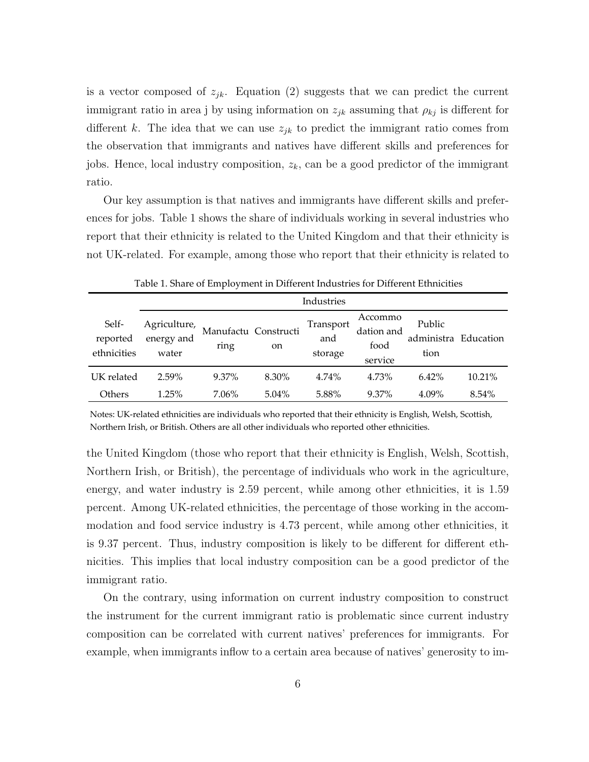is a vector composed of $z_{jk}$. Equation (2) suggests that we can predict the current immigrant ratio in area j by using information on $z_{jk}$ assuming that $\rho_{kj}$ is different for different $k$. The idea that we can use $z_{jk}$ to predict the immigrant ratio comes from the observation that immigrants and natives have different skills and preferences for jobs. Hence, local industry composition, $z_k$, can be a good predictor of the immigrant ratio.

Our key assumption is that natives and immigrants have different skills and preferences for jobs. Table 1 shows the share of individuals working in several industries who report that their ethnicity is related to the United Kingdom and that their ethnicity is not UK-related. For example, among those who report that their ethnicity is related to

Table 1. Share of Employment in Different Industries for Different Ethnicities

| | Industries | | | | | | |
|---|---|---|---|---|---|---|---|
| Self-reported ethnicities | Agriculture, energy and water | Manufacturing | Construction | Transport and storage | Accommodation and food service | Public administration | Education |
| UK related | 2.59% | 9.37% | 8.30% | 4.74% | 4.73% | 6.42% | 10.21% |
| Others | 1.25% | 7.06% | 5.04% | 5.88% | 9.37% | 4.09% | 8.54% |

Notes: UK-related ethnicities are individuals who reported that their ethnicity is English, Welsh, Scottish, Northern Irish, or British. Others are all other individuals who reported other ethnicities.

the United Kingdom (those who report that their ethnicity is English, Welsh, Scottish, Northern Irish, or British), the percentage of individuals who work in the agriculture, energy, and water industry is 2.59 percent, while among other ethnicities, it is 1.59 percent. Among UK-related ethnicities, the percentage of those working in the accommodation and food service industry is 4.73 percent, while among other ethnicities, it is 9.37 percent. Thus, industry composition is likely to be different for different ethnicities. This implies that local industry composition can be a good predictor of the immigrant ratio.

On the contrary, using information on current industry composition to construct the instrument for the current immigrant ratio is problematic since current industry composition can be correlated with current natives' preferences for immigrants. For example, when immigrants inflow to a certain area because of natives' generosity to im-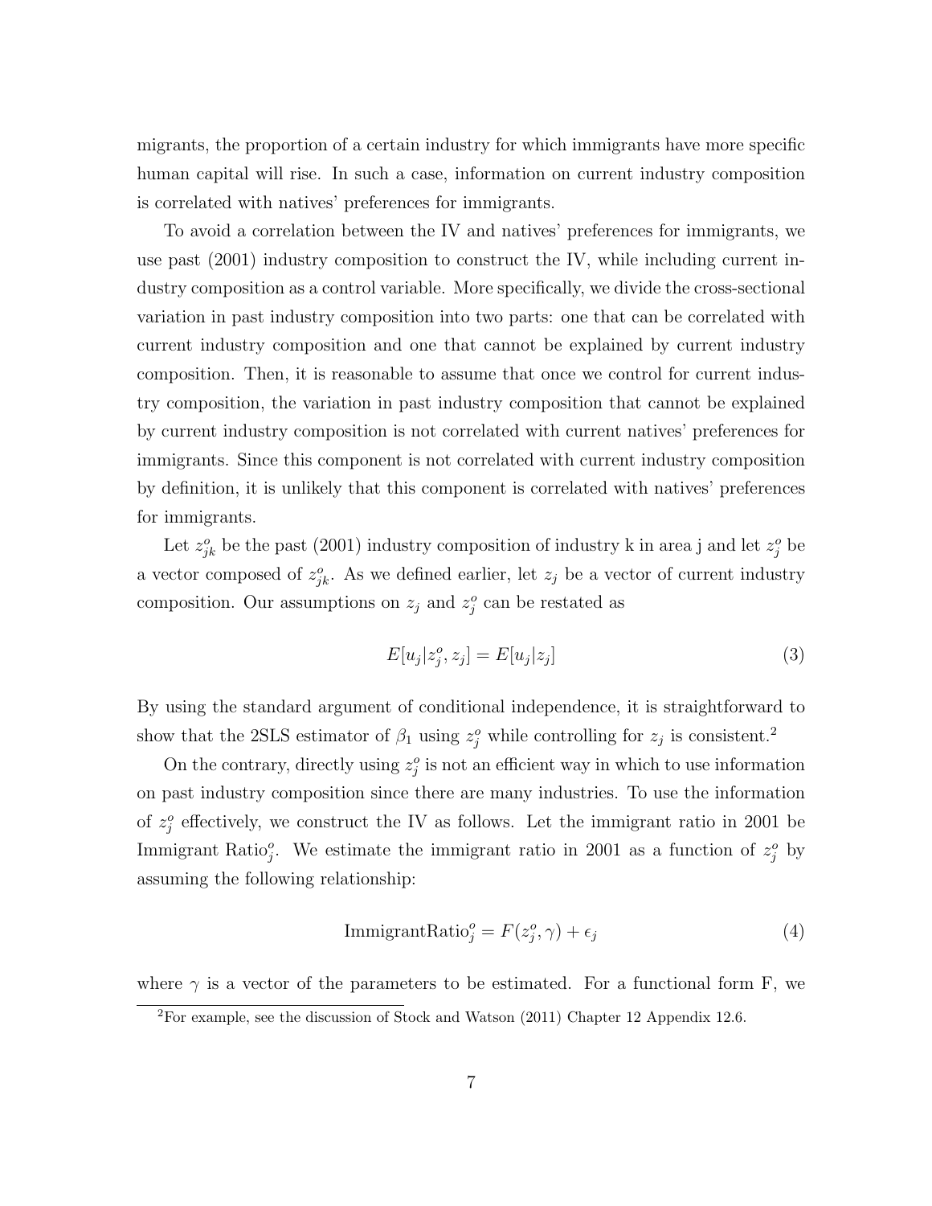migrants, the proportion of a certain industry for which immigrants have more specific human capital will rise. In such a case, information on current industry composition is correlated with natives' preferences for immigrants.

To avoid a correlation between the IV and natives' preferences for immigrants, we use past (2001) industry composition to construct the IV, while including current industry composition as a control variable. More specifically, we divide the cross-sectional variation in past industry composition into two parts: one that can be correlated with current industry composition and one that cannot be explained by current industry composition. Then, it is reasonable to assume that once we control for current industry composition, the variation in past industry composition that cannot be explained by current industry composition is not correlated with current natives' preferences for immigrants. Since this component is not correlated with current industry composition by definition, it is unlikely that this component is correlated with natives' preferences for immigrants.

Let $z^o_{jk}$ be the past (2001) industry composition of industry k in area j and let $z^o_j$ be a vector composed of $z^o_{jk}$. As we defined earlier, let $z_j$ be a vector of current industry composition. Our assumptions on $z_j$ and $z^o_j$ can be restated as

$$E[u_j|z^o_j, z_j] = E[u_j|z_j] \tag{3}$$

By using the standard argument of conditional independence, it is straightforward to show that the 2SLS estimator of $\beta_1$ using $z^o_j$ while controlling for $z_j$ is consistent.[2]

On the contrary, directly using $z^o_j$ is not an efficient way in which to use information on past industry composition since there are many industries. To use the information of $z^o_j$ effectively, we construct the IV as follows. Let the immigrant ratio in 2001 be Immigrant Ratio$^o_j$. We estimate the immigrant ratio in 2001 as a function of $z^o_j$ by assuming the following relationship:

$$\text{ImmigrantRatio}^o_j = F(z^o_j, \gamma) + \epsilon_j \tag{4}$$

where $\gamma$ is a vector of the parameters to be estimated. For a functional form F, we

[2] For example, see the discussion of Stock and Watson (2011) Chapter 12 Appendix 12.6.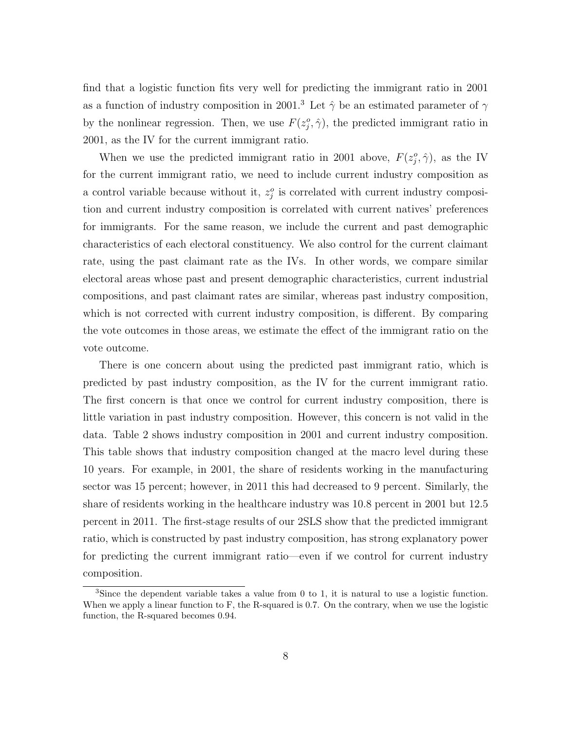find that a logistic function fits very well for predicting the immigrant ratio in 2001 as a function of industry composition in 2001.[3] Let $\hat{\gamma}$ be an estimated parameter of $\gamma$ by the nonlinear regression. Then, we use $F(z_j^o, \hat{\gamma})$, the predicted immigrant ratio in 2001, as the IV for the current immigrant ratio.

When we use the predicted immigrant ratio in 2001 above, $F(z_j^o, \hat{\gamma})$, as the IV for the current immigrant ratio, we need to include current industry composition as a control variable because without it, $z_j^o$ is correlated with current industry composition and current industry composition is correlated with current natives' preferences for immigrants. For the same reason, we include the current and past demographic characteristics of each electoral constituency. We also control for the current claimant rate, using the past claimant rate as the IVs. In other words, we compare similar electoral areas whose past and present demographic characteristics, current industrial compositions, and past claimant rates are similar, whereas past industry composition, which is not corrected with current industry composition, is different. By comparing the vote outcomes in those areas, we estimate the effect of the immigrant ratio on the vote outcome.

There is one concern about using the predicted past immigrant ratio, which is predicted by past industry composition, as the IV for the current immigrant ratio. The first concern is that once we control for current industry composition, there is little variation in past industry composition. However, this concern is not valid in the data. Table 2 shows industry composition in 2001 and current industry composition. This table shows that industry composition changed at the macro level during these 10 years. For example, in 2001, the share of residents working in the manufacturing sector was 15 percent; however, in 2011 this had decreased to 9 percent. Similarly, the share of residents working in the healthcare industry was 10.8 percent in 2001 but 12.5 percent in 2011. The first-stage results of our 2SLS show that the predicted immigrant ratio, which is constructed by past industry composition, has strong explanatory power for predicting the current immigrant ratio—even if we control for current industry composition.

[3] Since the dependent variable takes a value from 0 to 1, it is natural to use a logistic function. When we apply a linear function to F, the R-squared is 0.7. On the contrary, when we use the logistic function, the R-squared becomes 0.94.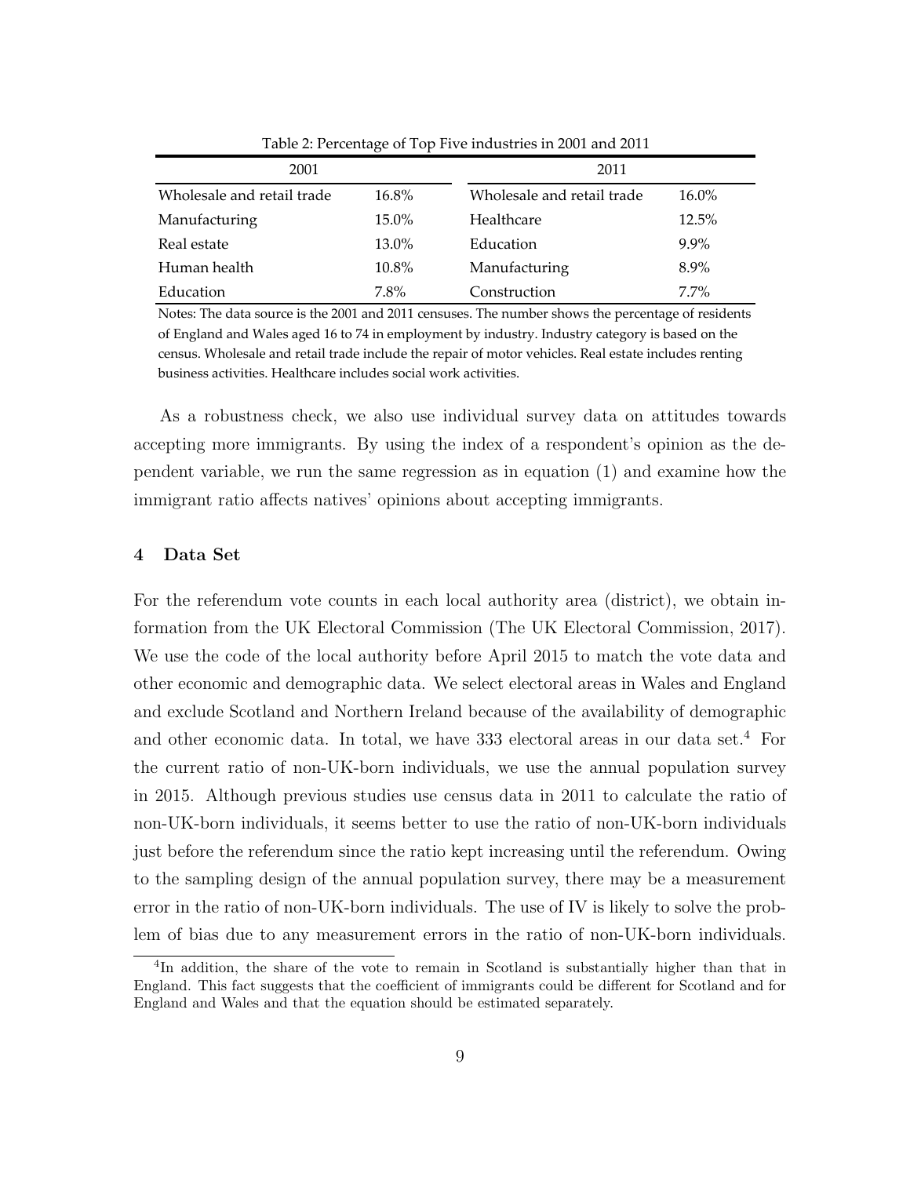Table 2: Percentage of Top Five industries in 2001 and 2011

| 2001 | | 2011 | |
|---|---|---|---|
| Wholesale and retail trade | 16.8% | Wholesale and retail trade | 16.0% |
| Manufacturing | 15.0% | Healthcare | 12.5% |
| Real estate | 13.0% | Education | 9.9% |
| Human health | 10.8% | Manufacturing | 8.9% |
| Education | 7.8% | Construction | 7.7% |

Notes: The data source is the 2001 and 2011 censuses. The number shows the percentage of residents of England and Wales aged 16 to 74 in employment by industry. Industry category is based on the census. Wholesale and retail trade include the repair of motor vehicles. Real estate includes renting business activities. Healthcare includes social work activities.

As a robustness check, we also use individual survey data on attitudes towards accepting more immigrants. By using the index of a respondent's opinion as the dependent variable, we run the same regression as in equation (1) and examine how the immigrant ratio affects natives' opinions about accepting immigrants.

## 4 Data Set

For the referendum vote counts in each local authority area (district), we obtain information from the UK Electoral Commission (The UK Electoral Commission, 2017). We use the code of the local authority before April 2015 to match the vote data and other economic and demographic data. We select electoral areas in Wales and England and exclude Scotland and Northern Ireland because of the availability of demographic and other economic data. In total, we have 333 electoral areas in our data set.[4] For the current ratio of non-UK-born individuals, we use the annual population survey in 2015. Although previous studies use census data in 2011 to calculate the ratio of non-UK-born individuals, it seems better to use the ratio of non-UK-born individuals just before the referendum since the ratio kept increasing until the referendum. Owing to the sampling design of the annual population survey, there may be a measurement error in the ratio of non-UK-born individuals. The use of IV is likely to solve the problem of bias due to any measurement errors in the ratio of non-UK-born individuals.

[4] In addition, the share of the vote to remain in Scotland is substantially higher than that in England. This fact suggests that the coefficient of immigrants could be different for Scotland and for England and Wales and that the equation should be estimated separately.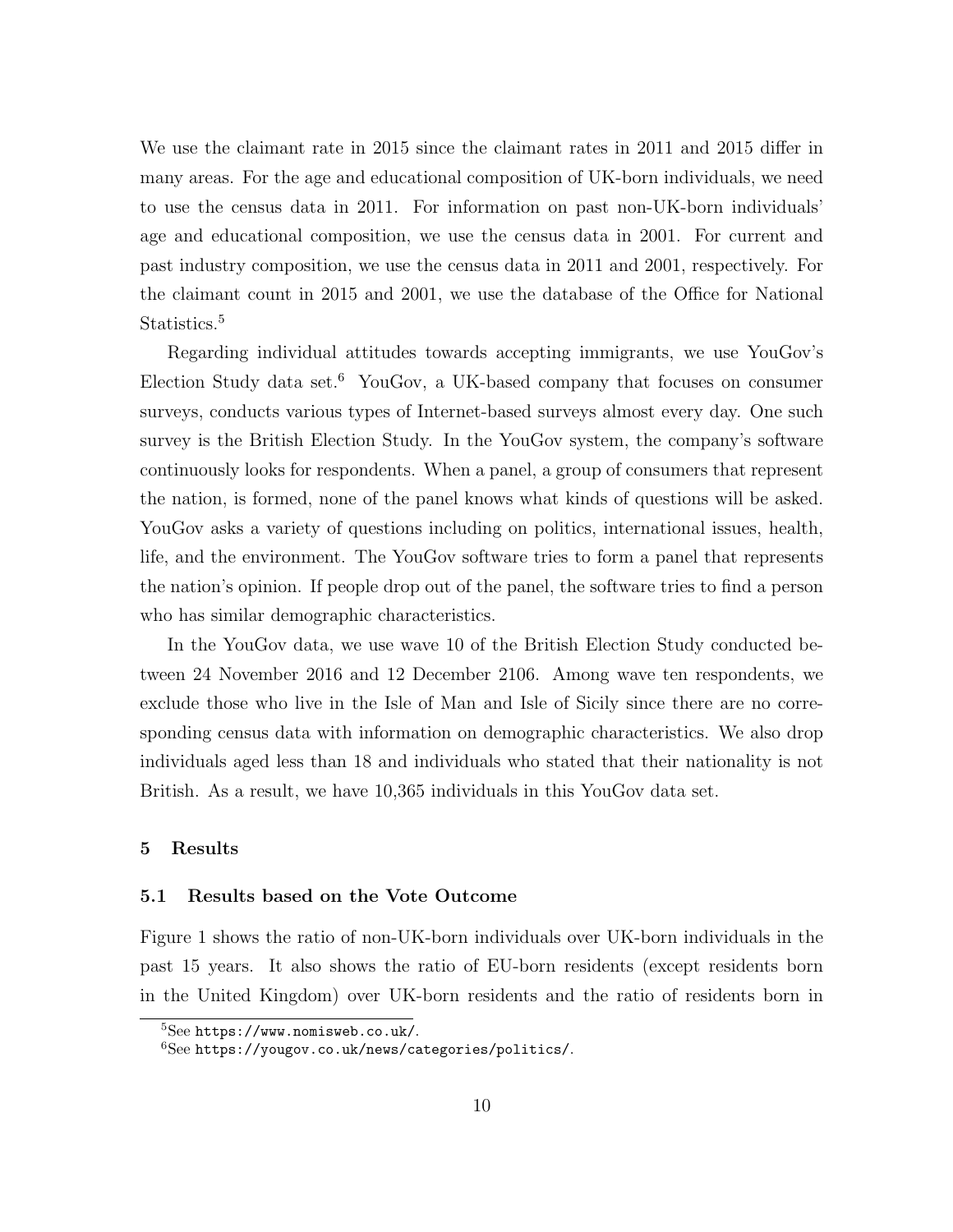We use the claimant rate in 2015 since the claimant rates in 2011 and 2015 differ in many areas. For the age and educational composition of UK-born individuals, we need to use the census data in 2011. For information on past non-UK-born individuals' age and educational composition, we use the census data in 2001. For current and past industry composition, we use the census data in 2011 and 2001, respectively. For the claimant count in 2015 and 2001, we use the database of the Office for National Statistics.[5]

Regarding individual attitudes towards accepting immigrants, we use YouGov's Election Study data set.[6] YouGov, a UK-based company that focuses on consumer surveys, conducts various types of Internet-based surveys almost every day. One such survey is the British Election Study. In the YouGov system, the company's software continuously looks for respondents. When a panel, a group of consumers that represent the nation, is formed, none of the panel knows what kinds of questions will be asked. YouGov asks a variety of questions including on politics, international issues, health, life, and the environment. The YouGov software tries to form a panel that represents the nation's opinion. If people drop out of the panel, the software tries to find a person who has similar demographic characteristics.

In the YouGov data, we use wave 10 of the British Election Study conducted between 24 November 2016 and 12 December 2106. Among wave ten respondents, we exclude those who live in the Isle of Man and Isle of Sicily since there are no corresponding census data with information on demographic characteristics. We also drop individuals aged less than 18 and individuals who stated that their nationality is not British. As a result, we have 10,365 individuals in this YouGov data set.

## 5 Results

### 5.1 Results based on the Vote Outcome

Figure 1 shows the ratio of non-UK-born individuals over UK-born individuals in the past 15 years. It also shows the ratio of EU-born residents (except residents born in the United Kingdom) over UK-born residents and the ratio of residents born in

[5] See https://www.nomisweb.co.uk/.

[6] See https://yougov.co.uk/news/categories/politics/.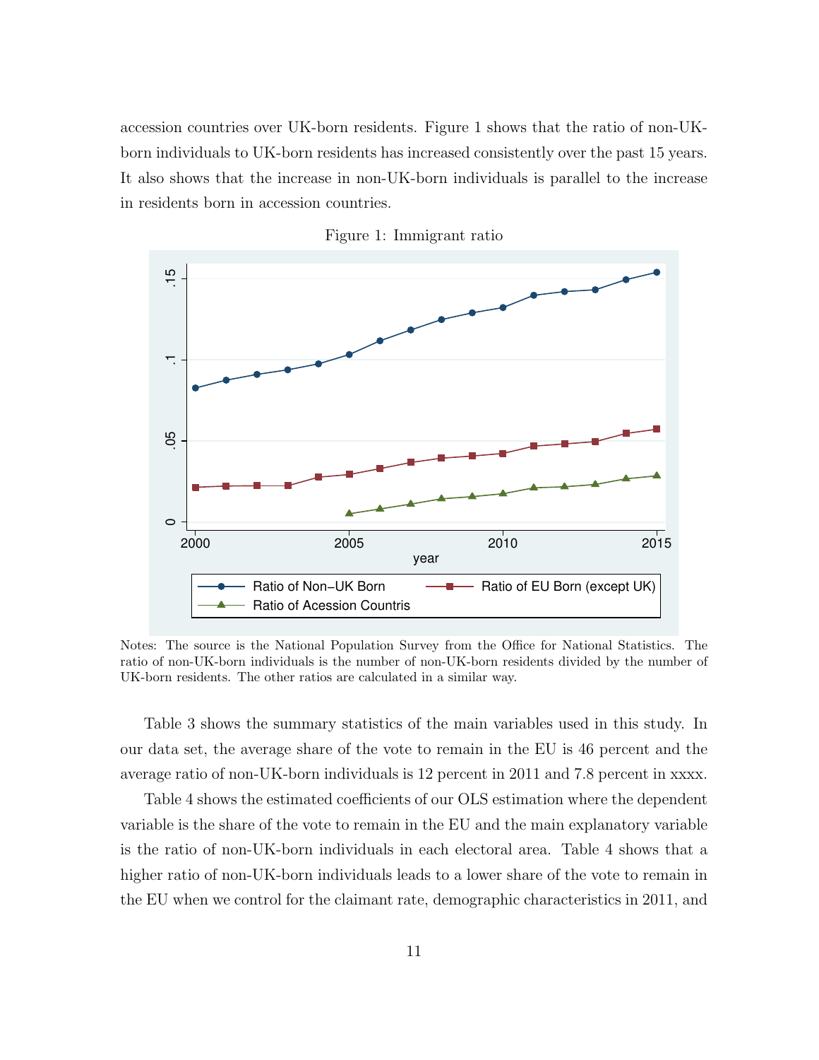accession countries over UK-born residents. Figure 1 shows that the ratio of non-UK-born individuals to UK-born residents has increased consistently over the past 15 years. It also shows that the increase in non-UK-born individuals is parallel to the increase in residents born in accession countries.

Figure 1: Immigrant ratio

Notes: The source is the National Population Survey from the Office for National Statistics. The ratio of non-UK-born individuals is the number of non-UK-born residents divided by the number of UK-born residents. The other ratios are calculated in a similar way.

Table 3 shows the summary statistics of the main variables used in this study. In our data set, the average share of the vote to remain in the EU is 46 percent and the average ratio of non-UK-born individuals is 12 percent in 2011 and 7.8 percent in xxxx.

Table 4 shows the estimated coefficients of our OLS estimation where the dependent variable is the share of the vote to remain in the EU and the main explanatory variable is the ratio of non-UK-born individuals in each electoral area. Table 4 shows that a higher ratio of non-UK-born individuals leads to a lower share of the vote to remain in the EU when we control for the claimant rate, demographic characteristics in 2011, and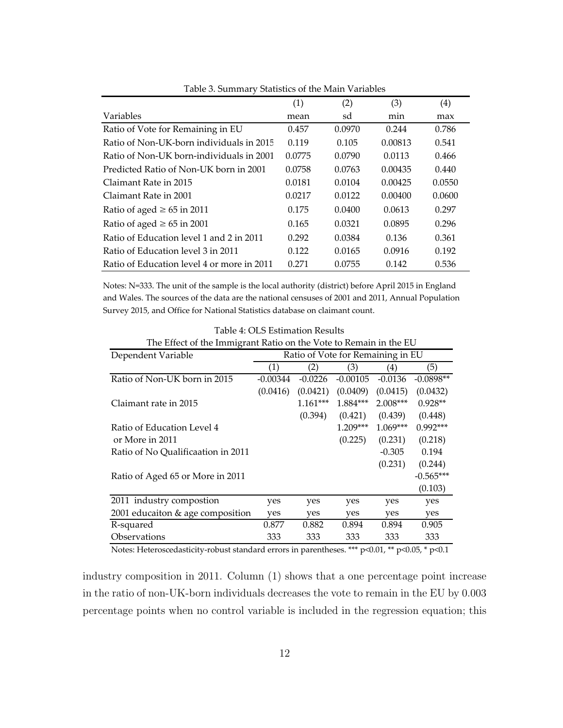Table 3. Summary Statistics of the Main Variables

| | (1) | (2) | (3) | (4) |
|---|---|---|---|---|
| Variables | mean | sd | min | max |
| Ratio of Vote for Remaining in EU | 0.457 | 0.0970 | 0.244 | 0.786 |
| Ratio of Non-UK-born individuals in 2015 | 0.119 | 0.105 | 0.00813 | 0.541 |
| Ratio of Non-UK born-individuals in 2001 | 0.0775 | 0.0790 | 0.0113 | 0.466 |
| Predicted Ratio of Non-UK born in 2001 | 0.0758 | 0.0763 | 0.00435 | 0.440 |
| Claimant Rate in 2015 | 0.0181 | 0.0104 | 0.00425 | 0.0550 |
| Claimant Rate in 2001 | 0.0217 | 0.0122 | 0.00400 | 0.0600 |
| Ratio of aged ≥ 65 in 2011 | 0.175 | 0.0400 | 0.0613 | 0.297 |
| Ratio of aged ≥ 65 in 2001 | 0.165 | 0.0321 | 0.0895 | 0.296 |
| Ratio of Education level 1 and 2 in 2011 | 0.292 | 0.0384 | 0.136 | 0.361 |
| Ratio of Education level 3 in 2011 | 0.122 | 0.0165 | 0.0916 | 0.192 |
| Ratio of Education level 4 or more in 2011 | 0.271 | 0.0755 | 0.142 | 0.536 |

Notes: N=333. The unit of the sample is the local authority (district) before April 2015 in England and Wales. The sources of the data are the national censuses of 2001 and 2011, Annual Population Survey 2015, and Office for National Statistics database on claimant count.

Table 4: OLS Estimation Results
The Effect of the Immigrant Ratio on the Vote to Remain in the EU

| Dependent Variable | Ratio of Vote for Remaining in EU | | | | |
|---|---|---|---|---|---|
| | (1) | (2) | (3) | (4) | (5) |
| Ratio of Non-UK born in 2015 | -0.00344 | -0.0226 | -0.00105 | -0.0136 | -0.0898** |
| | (0.0416) | (0.0421) | (0.0409) | (0.0415) | (0.0432) |
| Claimant rate in 2015 | | 1.161*** | 1.884*** | 2.008*** | 0.928** |
| | | (0.394) | (0.421) | (0.439) | (0.448) |
| Ratio of Education Level 4 or More in 2011 | | | 1.209*** | 1.069*** | 0.992*** |
| | | | (0.225) | (0.231) | (0.218) |
| Ratio of No Qualificaation in 2011 | | | | -0.305 | 0.194 |
| | | | | (0.231) | (0.244) |
| Ratio of Aged 65 or More in 2011 | | | | | -0.565*** |
| | | | | | (0.103) |
| 2011 industry compostion | yes | yes | yes | yes | yes |
| 2001 educaiton & age composition | yes | yes | yes | yes | yes |
| R-squared | 0.877 | 0.882 | 0.894 | 0.894 | 0.905 |
| Observations | 333 | 333 | 333 | 333 | 333 |

Notes: Heteroscedasticity-robust standard errors in parentheses. *** p<0.01, ** p<0.05, * p<0.1

industry composition in 2011. Column (1) shows that a one percentage point increase in the ratio of non-UK-born individuals decreases the vote to remain in the EU by 0.003 percentage points when no control variable is included in the regression equation; this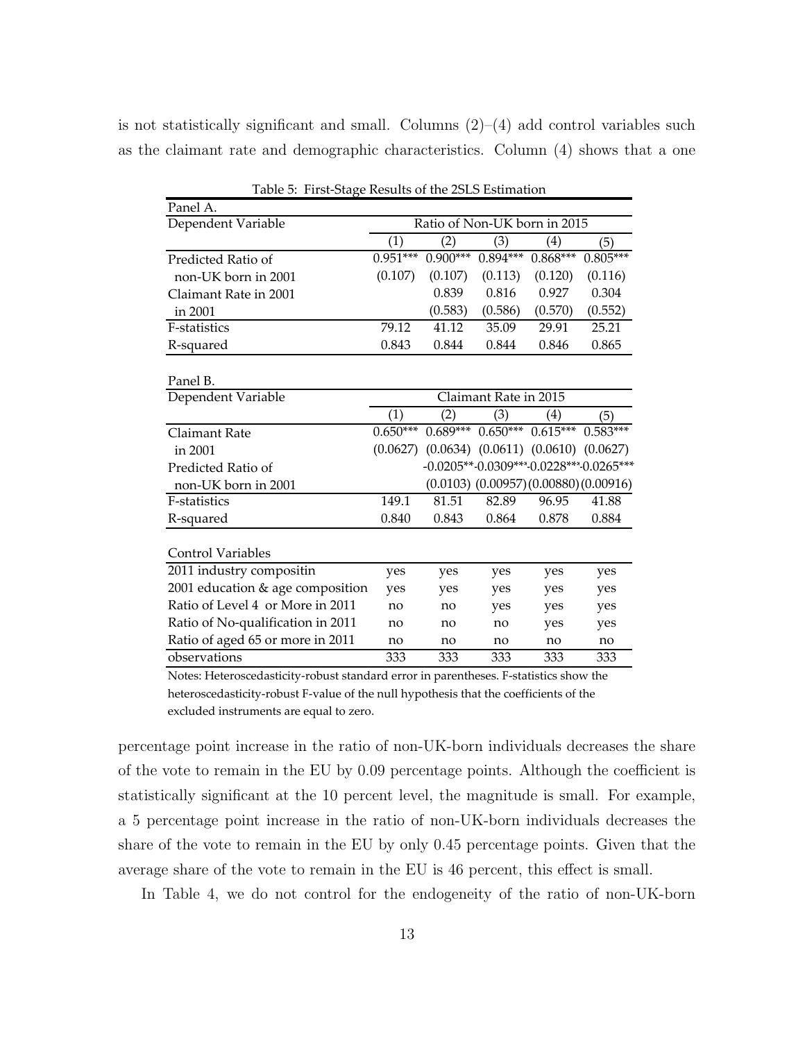is not statistically significant and small. Columns (2)–(4) add control variables such as the claimant rate and demographic characteristics. Column (4) shows that a one

Table 5: First-Stage Results of the 2SLS Estimation

| Panel A. | | | | | |
|---|---|---|---|---|---|
| Dependent Variable | Ratio of Non-UK born in 2015 | | | | |
| | (1) | (2) | (3) | (4) | (5) |
| Predicted Ratio of | 0.951*** | 0.900*** | 0.894*** | 0.868*** | 0.805*** |
| non-UK born in 2001 | (0.107) | (0.107) | (0.113) | (0.120) | (0.116) |
| Claimant Rate in 2001 | | 0.839 | 0.816 | 0.927 | 0.304 |
| in 2001 | | (0.583) | (0.586) | (0.570) | (0.552) |
| F-statistics | 79.12 | 41.12 | 35.09 | 29.91 | 25.21 |
| R-squared | 0.843 | 0.844 | 0.844 | 0.846 | 0.865 |
| | | | | | |
| Panel B. | | | | | |
| Dependent Variable | Claimant Rate in 2015 | | | | |
| | (1) | (2) | (3) | (4) | (5) |
| Claimant Rate | 0.650*** | 0.689*** | 0.650*** | 0.615*** | 0.583*** |
| in 2001 | (0.0627) | (0.0634) | (0.0611) | (0.0610) | (0.0627) |
| Predicted Ratio of | | -0.0205** | -0.0309*** | -0.0228*** | -0.0265*** |
| non-UK born in 2001 | | (0.0103) | (0.00957) | (0.00880) | (0.00916) |
| F-statistics | 149.1 | 81.51 | 82.89 | 96.95 | 41.88 |
| R-squared | 0.840 | 0.843 | 0.864 | 0.878 | 0.884 |
| | | | | | |
| Control Variables | | | | | |
| 2011 industry compositin | yes | yes | yes | yes | yes |
| 2001 education & age composition | yes | yes | yes | yes | yes |
| Ratio of Level 4 or More in 2011 | no | no | yes | yes | yes |
| Ratio of No-qualification in 2011 | no | no | no | yes | yes |
| Ratio of aged 65 or more in 2011 | no | no | no | no | no |
| observations | 333 | 333 | 333 | 333 | 333 |

Notes: Heteroscedasticity-robust standard error in parentheses. F-statistics show the heteroscedasticity-robust F-value of the null hypothesis that the coefficients of the excluded instruments are equal to zero.

percentage point increase in the ratio of non-UK-born individuals decreases the share of the vote to remain in the EU by 0.09 percentage points. Although the coefficient is statistically significant at the 10 percent level, the magnitude is small. For example, a 5 percentage point increase in the ratio of non-UK-born individuals decreases the share of the vote to remain in the EU by only 0.45 percentage points. Given that the average share of the vote to remain in the EU is 46 percent, this effect is small.

In Table 4, we do not control for the endogeneity of the ratio of non-UK-born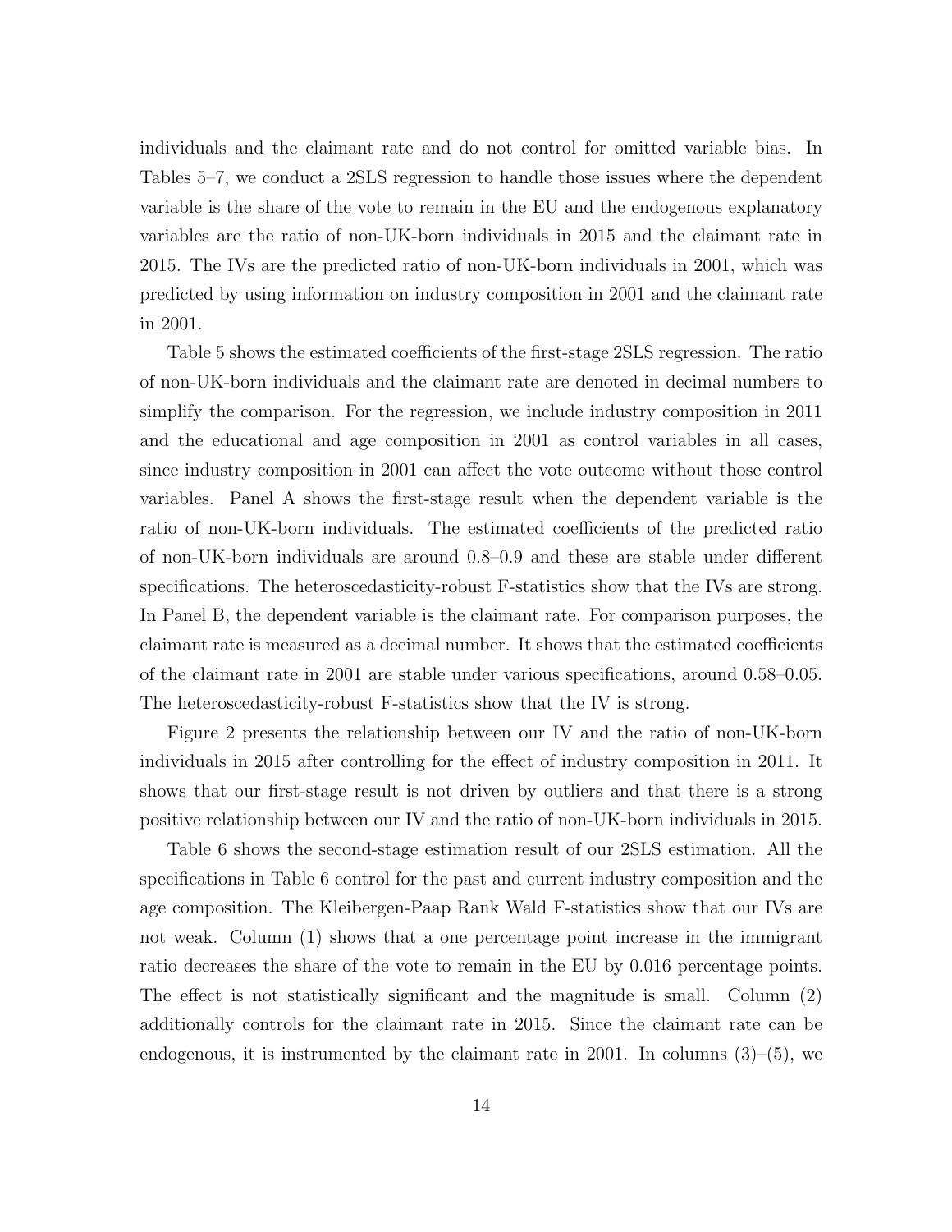individuals and the claimant rate and do not control for omitted variable bias. In Tables 5–7, we conduct a 2SLS regression to handle those issues where the dependent variable is the share of the vote to remain in the EU and the endogenous explanatory variables are the ratio of non-UK-born individuals in 2015 and the claimant rate in 2015. The IVs are the predicted ratio of non-UK-born individuals in 2001, which was predicted by using information on industry composition in 2001 and the claimant rate in 2001.

Table 5 shows the estimated coefficients of the first-stage 2SLS regression. The ratio of non-UK-born individuals and the claimant rate are denoted in decimal numbers to simplify the comparison. For the regression, we include industry composition in 2011 and the educational and age composition in 2001 as control variables in all cases, since industry composition in 2001 can affect the vote outcome without those control variables. Panel A shows the first-stage result when the dependent variable is the ratio of non-UK-born individuals. The estimated coefficients of the predicted ratio of non-UK-born individuals are around 0.8–0.9 and these are stable under different specifications. The heteroscedasticity-robust F-statistics show that the IVs are strong. In Panel B, the dependent variable is the claimant rate. For comparison purposes, the claimant rate is measured as a decimal number. It shows that the estimated coefficients of the claimant rate in 2001 are stable under various specifications, around 0.58–0.05. The heteroscedasticity-robust F-statistics show that the IV is strong.

Figure 2 presents the relationship between our IV and the ratio of non-UK-born individuals in 2015 after controlling for the effect of industry composition in 2011. It shows that our first-stage result is not driven by outliers and that there is a strong positive relationship between our IV and the ratio of non-UK-born individuals in 2015.

Table 6 shows the second-stage estimation result of our 2SLS estimation. All the specifications in Table 6 control for the past and current industry composition and the age composition. The Kleibergen-Paap Rank Wald F-statistics show that our IVs are not weak. Column (1) shows that a one percentage point increase in the immigrant ratio decreases the share of the vote to remain in the EU by 0.016 percentage points. The effect is not statistically significant and the magnitude is small. Column (2) additionally controls for the claimant rate in 2015. Since the claimant rate can be endogenous, it is instrumented by the claimant rate in 2001. In columns (3)–(5), we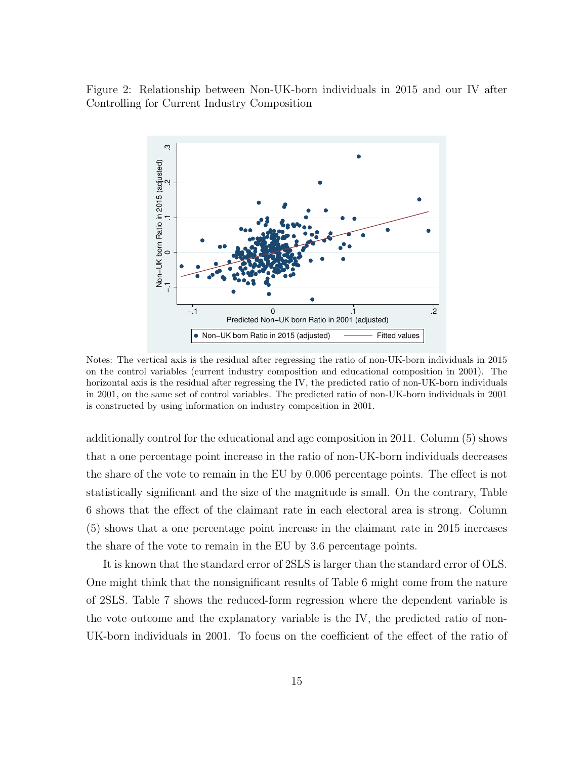Figure 2: Relationship between Non-UK-born individuals in 2015 and our IV after Controlling for Current Industry Composition

Notes: The vertical axis is the residual after regressing the ratio of non-UK-born individuals in 2015 on the control variables (current industry composition and educational composition in 2001). The horizontal axis is the residual after regressing the IV, the predicted ratio of non-UK-born individuals in 2001, on the same set of control variables. The predicted ratio of non-UK-born individuals in 2001 is constructed by using information on industry composition in 2001.

additionally control for the educational and age composition in 2011. Column (5) shows that a one percentage point increase in the ratio of non-UK-born individuals decreases the share of the vote to remain in the EU by 0.006 percentage points. The effect is not statistically significant and the size of the magnitude is small. On the contrary, Table 6 shows that the effect of the claimant rate in each electoral area is strong. Column (5) shows that a one percentage point increase in the claimant rate in 2015 increases the share of the vote to remain in the EU by 3.6 percentage points.

It is known that the standard error of 2SLS is larger than the standard error of OLS. One might think that the nonsignificant results of Table 6 might come from the nature of 2SLS. Table 7 shows the reduced-form regression where the dependent variable is the vote outcome and the explanatory variable is the IV, the predicted ratio of non-UK-born individuals in 2001. To focus on the coefficient of the effect of the ratio of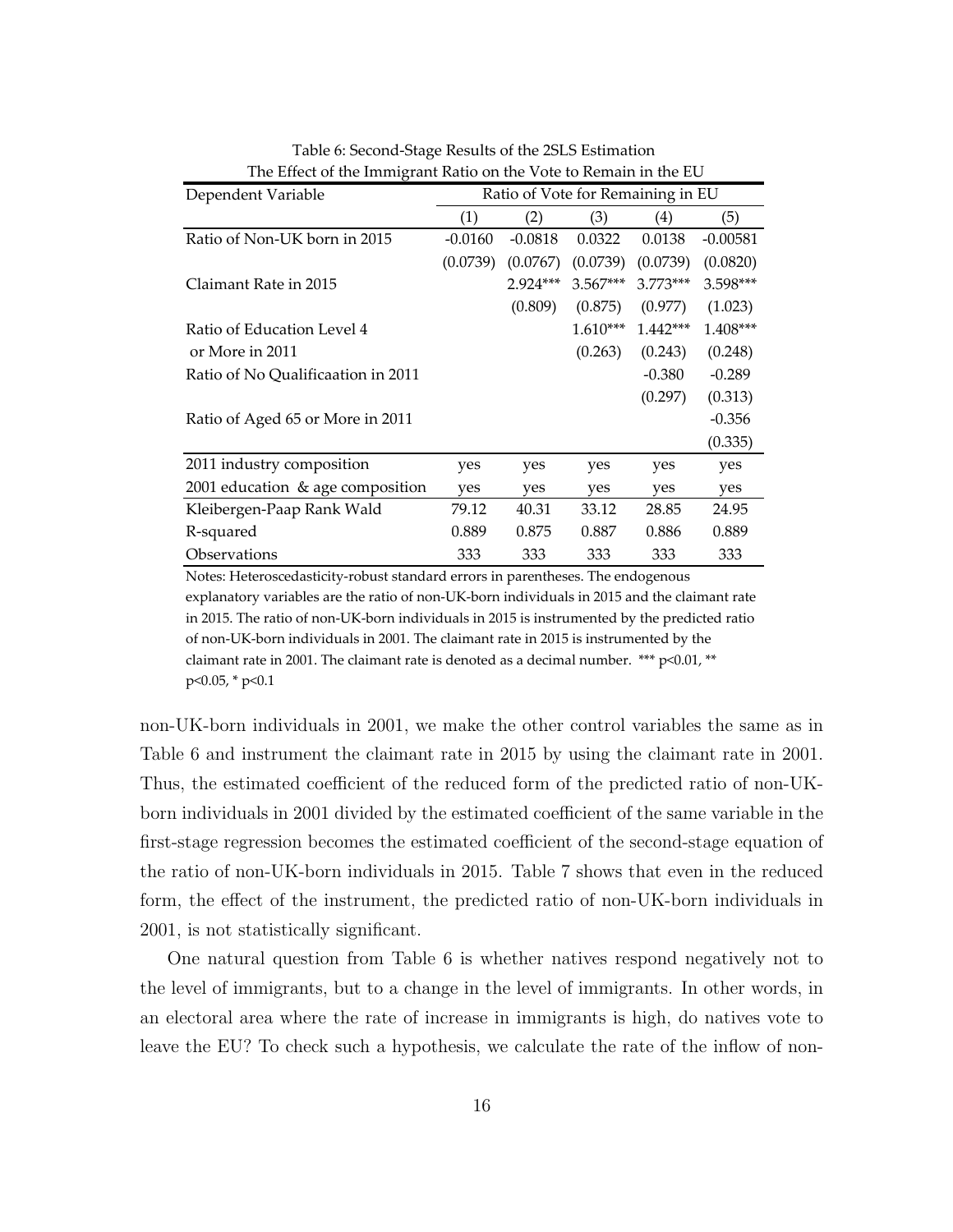Table 6: Second-Stage Results of the 2SLS Estimation
The Effect of the Immigrant Ratio on the Vote to Remain in the EU

| Dependent Variable | Ratio of Vote for Remaining in EU | | | | |
|---|---|---|---|---|---|
| | (1) | (2) | (3) | (4) | (5) |
| Ratio of Non-UK born in 2015 | -0.0160 | -0.0818 | 0.0322 | 0.0138 | -0.00581 |
| | (0.0739) | (0.0767) | (0.0739) | (0.0739) | (0.0820) |
| Claimant Rate in 2015 | | 2.924*** | 3.567*** | 3.773*** | 3.598*** |
| | | (0.809) | (0.875) | (0.977) | (1.023) |
| Ratio of Education Level 4 or More in 2011 | | | 1.610*** | 1.442*** | 1.408*** |
| | | | (0.263) | (0.243) | (0.248) |
| Ratio of No Qualificaation in 2011 | | | | -0.380 | -0.289 |
| | | | | (0.297) | (0.313) |
| Ratio of Aged 65 or More in 2011 | | | | | -0.356 |
| | | | | | (0.335) |
| 2011 industry composition | yes | yes | yes | yes | yes |
| 2001 education & age composition | yes | yes | yes | yes | yes |
| Kleibergen-Paap Rank Wald | 79.12 | 40.31 | 33.12 | 28.85 | 24.95 |
| R-squared | 0.889 | 0.875 | 0.887 | 0.886 | 0.889 |
| Observations | 333 | 333 | 333 | 333 | 333 |

Notes: Heteroscedasticity-robust standard errors in parentheses. The endogenous explanatory variables are the ratio of non-UK-born individuals in 2015 and the claimant rate in 2015. The ratio of non-UK-born individuals in 2015 is instrumented by the predicted ratio of non-UK-born individuals in 2001. The claimant rate in 2015 is instrumented by the claimant rate in 2001. The claimant rate is denoted as a decimal number. *** p<0.01, ** p<0.05, * p<0.1

non-UK-born individuals in 2001, we make the other control variables the same as in Table 6 and instrument the claimant rate in 2015 by using the claimant rate in 2001. Thus, the estimated coefficient of the reduced form of the predicted ratio of non-UK-born individuals in 2001 divided by the estimated coefficient of the same variable in the first-stage regression becomes the estimated coefficient of the second-stage equation of the ratio of non-UK-born individuals in 2015. Table 7 shows that even in the reduced form, the effect of the instrument, the predicted ratio of non-UK-born individuals in 2001, is not statistically significant.

One natural question from Table 6 is whether natives respond negatively not to the level of immigrants, but to a change in the level of immigrants. In other words, in an electoral area where the rate of increase in immigrants is high, do natives vote to leave the EU? To check such a hypothesis, we calculate the rate of the inflow of non-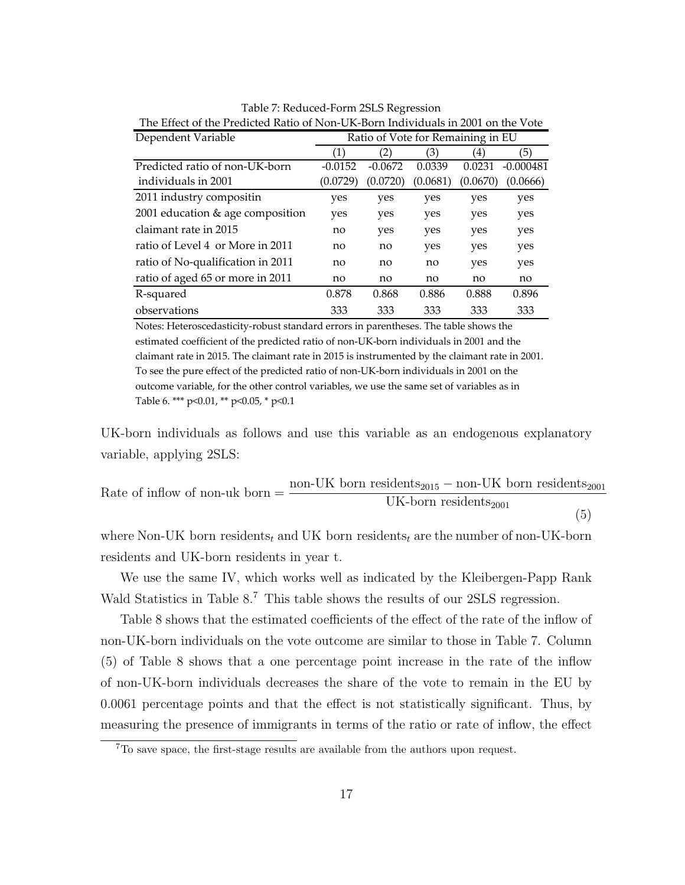Table 7: Reduced-Form 2SLS Regression

The Effect of the Predicted Ratio of Non-UK-Born Individuals in 2001 on the Vote

| Dependent Variable | Ratio of Vote for Remaining in EU | | | | |
|---|---|---|---|---|---|
| | (1) | (2) | (3) | (4) | (5) |
| Predicted ratio of non-UK-born | -0.0152 | -0.0672 | 0.0339 | 0.0231 | -0.000481 |
| individuals in 2001 | (0.0729) | (0.0720) | (0.0681) | (0.0670) | (0.0666) |
| 2011 industry compositin | yes | yes | yes | yes | yes |
| 2001 education & age composition | yes | yes | yes | yes | yes |
| claimant rate in 2015 | no | yes | yes | yes | yes |
| ratio of Level 4 or More in 2011 | no | no | yes | yes | yes |
| ratio of No-qualification in 2011 | no | no | no | yes | yes |
| ratio of aged 65 or more in 2011 | no | no | no | no | no |
| R-squared | 0.878 | 0.868 | 0.886 | 0.888 | 0.896 |
| observations | 333 | 333 | 333 | 333 | 333 |

Notes: Heteroscedasticity-robust standard errors in parentheses. The table shows the estimated coefficient of the predicted ratio of non-UK-born individuals in 2001 and the claimant rate in 2015. The claimant rate in 2015 is instrumented by the claimant rate in 2001. To see the pure effect of the predicted ratio of non-UK-born individuals in 2001 on the outcome variable, for the other control variables, we use the same set of variables as in Table 6. *** p<0.01, ** p<0.05, * p<0.1

UK-born individuals as follows and use this variable as an endogenous explanatory variable, applying 2SLS:

$$\text{Rate of inflow of non-uk born} = \frac{\text{non-UK born residents}_{2015} - \text{non-UK born residents}_{2001}}{\text{UK-born residents}_{2001}} \tag{5}$$

where Non-UK born $\text{residents}_t$ and UK born $\text{residents}_t$ are the number of non-UK-born residents and UK-born residents in year t.

We use the same IV, which works well as indicated by the Kleibergen-Papp Rank Wald Statistics in Table 8.[7] This table shows the results of our 2SLS regression.

Table 8 shows that the estimated coefficients of the effect of the rate of the inflow of non-UK-born individuals on the vote outcome are similar to those in Table 7. Column (5) of Table 8 shows that a one percentage point increase in the rate of the inflow of non-UK-born individuals decreases the share of the vote to remain in the EU by 0.0061 percentage points and that the effect is not statistically significant. Thus, by measuring the presence of immigrants in terms of the ratio or rate of inflow, the effect

[7] To save space, the first-stage results are available from the authors upon request.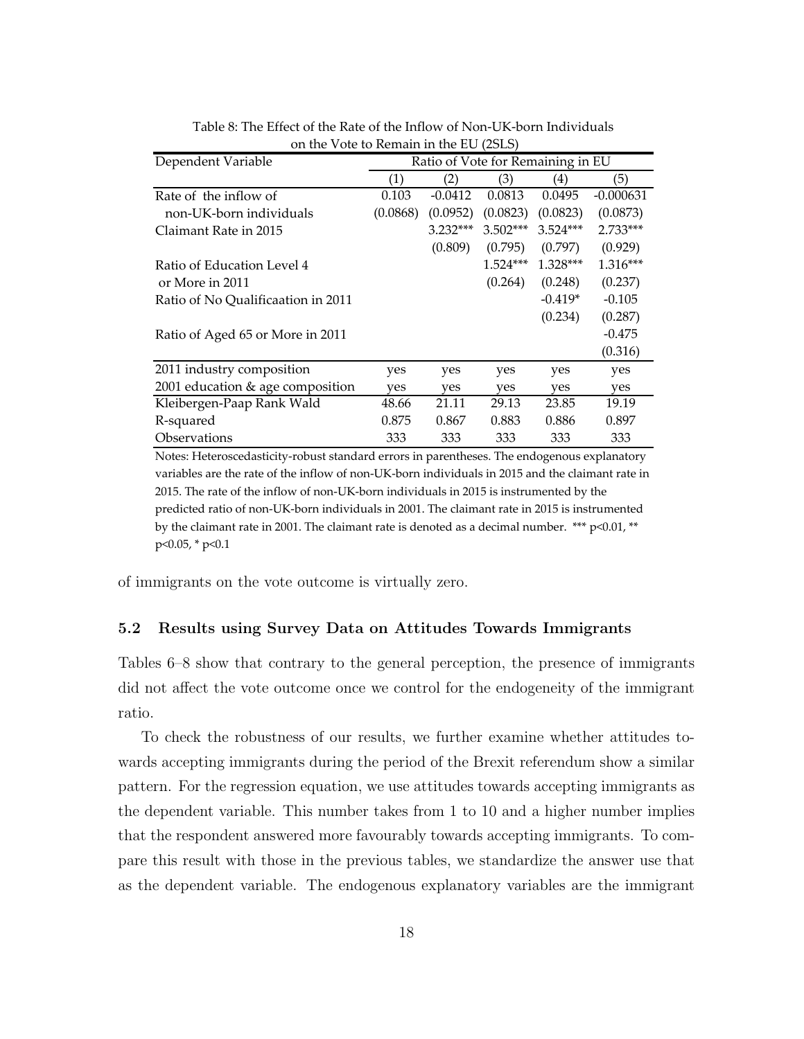Table 8: The Effect of the Rate of the Inflow of Non-UK-born Individuals on the Vote to Remain in the EU (2SLS)

| Dependent Variable | Ratio of Vote for Remaining in EU | | | | |
|---|---|---|---|---|---|
| | (1) | (2) | (3) | (4) | (5) |
| Rate of the inflow of | 0.103 | -0.0412 | 0.0813 | 0.0495 | -0.000631 |
| non-UK-born individuals | (0.0868) | (0.0952) | (0.0823) | (0.0823) | (0.0873) |
| Claimant Rate in 2015 | | 3.232*** | 3.502*** | 3.524*** | 2.733*** |
| | | (0.809) | (0.795) | (0.797) | (0.929) |
| Ratio of Education Level 4 | | | 1.524*** | 1.328*** | 1.316*** |
| or More in 2011 | | | (0.264) | (0.248) | (0.237) |
| Ratio of No Qualificaation in 2011 | | | | -0.419* | -0.105 |
| | | | | (0.234) | (0.287) |
| Ratio of Aged 65 or More in 2011 | | | | | -0.475 |
| | | | | | (0.316) |
| 2011 industry composition | yes | yes | yes | yes | yes |
| 2001 education & age composition | yes | yes | yes | yes | yes |
| Kleibergen-Paap Rank Wald | 48.66 | 21.11 | 29.13 | 23.85 | 19.19 |
| R-squared | 0.875 | 0.867 | 0.883 | 0.886 | 0.897 |
| Observations | 333 | 333 | 333 | 333 | 333 |

Notes: Heteroscedasticity-robust standard errors in parentheses. The endogenous explanatory variables are the rate of the inflow of non-UK-born individuals in 2015 and the claimant rate in 2015. The rate of the inflow of non-UK-born individuals in 2015 is instrumented by the predicted ratio of non-UK-born individuals in 2001. The claimant rate in 2015 is instrumented by the claimant rate in 2001. The claimant rate is denoted as a decimal number. *** p<0.01, ** p<0.05, * p<0.1

of immigrants on the vote outcome is virtually zero.

### 5.2 Results using Survey Data on Attitudes Towards Immigrants

Tables 6–8 show that contrary to the general perception, the presence of immigrants did not affect the vote outcome once we control for the endogeneity of the immigrant ratio.

To check the robustness of our results, we further examine whether attitudes towards accepting immigrants during the period of the Brexit referendum show a similar pattern. For the regression equation, we use attitudes towards accepting immigrants as the dependent variable. This number takes from 1 to 10 and a higher number implies that the respondent answered more favourably towards accepting immigrants. To compare this result with those in the previous tables, we standardize the answer use that as the dependent variable. The endogenous explanatory variables are the immigrant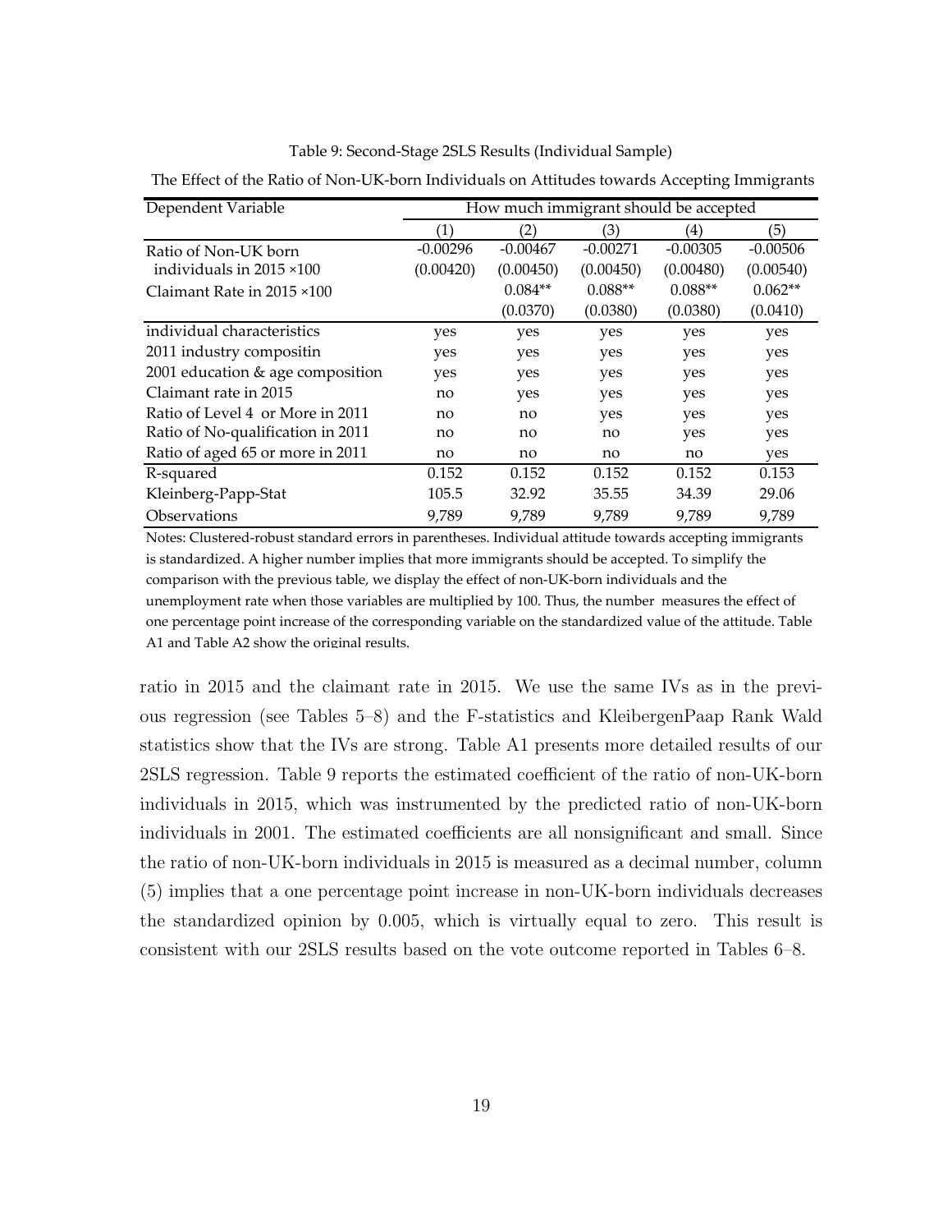Table 9: Second-Stage 2SLS Results (Individual Sample)

The Effect of the Ratio of Non-UK-born Individuals on Attitudes towards Accepting Immigrants

| Dependent Variable | How much immigrant should be accepted | | | | |
|---|---|---|---|---|---|
| | (1) | (2) | (3) | (4) | (5) |
| Ratio of Non-UK born individuals in 2015 ×100 | -0.00296 | -0.00467 | -0.00271 | -0.00305 | -0.00506 |
| | (0.00420) | (0.00450) | (0.00450) | (0.00480) | (0.00540) |
| Claimant Rate in 2015 ×100 | | 0.084** | 0.088** | 0.088** | 0.062** |
| | | (0.0370) | (0.0380) | (0.0380) | (0.0410) |
| individual characteristics | yes | yes | yes | yes | yes |
| 2011 industry compositin | yes | yes | yes | yes | yes |
| 2001 education & age composition | yes | yes | yes | yes | yes |
| Claimant rate in 2015 | no | yes | yes | yes | yes |
| Ratio of Level 4 or More in 2011 | no | no | yes | yes | yes |
| Ratio of No-qualification in 2011 | no | no | no | yes | yes |
| Ratio of aged 65 or more in 2011 | no | no | no | no | yes |
| R-squared | 0.152 | 0.152 | 0.152 | 0.152 | 0.153 |
| Kleinberg-Papp-Stat | 105.5 | 32.92 | 35.55 | 34.39 | 29.06 |
| Observations | 9,789 | 9,789 | 9,789 | 9,789 | 9,789 |

Notes: Clustered-robust standard errors in parentheses. Individual attitude towards accepting immigrants is standardized. A higher number implies that more immigrants should be accepted. To simplify the comparison with the previous table, we display the effect of non-UK-born individuals and the unemployment rate when those variables are multiplied by 100. Thus, the number measures the effect of one percentage point increase of the corresponding variable on the standardized value of the attitude. Table A1 and Table A2 show the original results.

ratio in 2015 and the claimant rate in 2015. We use the same IVs as in the previous regression (see Tables 5–8) and the F-statistics and KleibergenPaap Rank Wald statistics show that the IVs are strong. Table A1 presents more detailed results of our 2SLS regression. Table 9 reports the estimated coefficient of the ratio of non-UK-born individuals in 2015, which was instrumented by the predicted ratio of non-UK-born individuals in 2001. The estimated coefficients are all nonsignificant and small. Since the ratio of non-UK-born individuals in 2015 is measured as a decimal number, column (5) implies that a one percentage point increase in non-UK-born individuals decreases the standardized opinion by 0.005, which is virtually equal to zero. This result is consistent with our 2SLS results based on the vote outcome reported in Tables 6–8.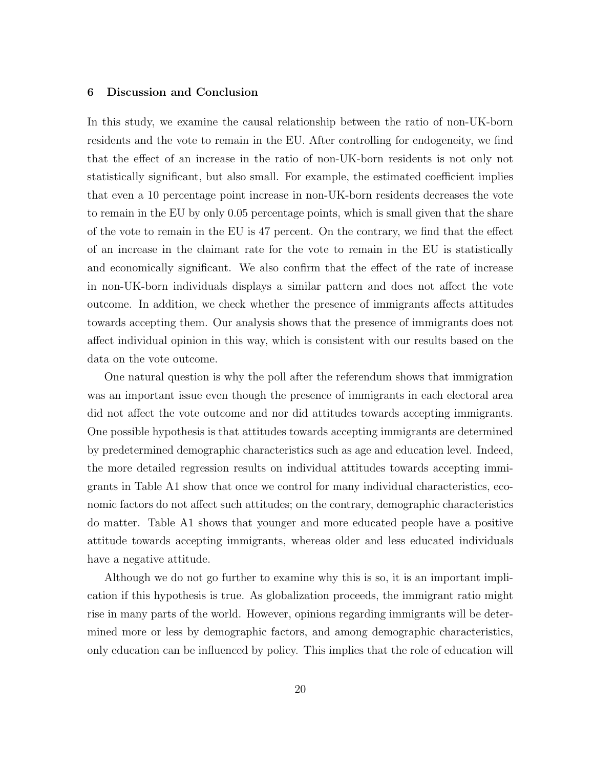## 6 Discussion and Conclusion

In this study, we examine the causal relationship between the ratio of non-UK-born residents and the vote to remain in the EU. After controlling for endogeneity, we find that the effect of an increase in the ratio of non-UK-born residents is not only not statistically significant, but also small. For example, the estimated coefficient implies that even a 10 percentage point increase in non-UK-born residents decreases the vote to remain in the EU by only 0.05 percentage points, which is small given that the share of the vote to remain in the EU is 47 percent. On the contrary, we find that the effect of an increase in the claimant rate for the vote to remain in the EU is statistically and economically significant. We also confirm that the effect of the rate of increase in non-UK-born individuals displays a similar pattern and does not affect the vote outcome. In addition, we check whether the presence of immigrants affects attitudes towards accepting them. Our analysis shows that the presence of immigrants does not affect individual opinion in this way, which is consistent with our results based on the data on the vote outcome.

One natural question is why the poll after the referendum shows that immigration was an important issue even though the presence of immigrants in each electoral area did not affect the vote outcome and nor did attitudes towards accepting immigrants. One possible hypothesis is that attitudes towards accepting immigrants are determined by predetermined demographic characteristics such as age and education level. Indeed, the more detailed regression results on individual attitudes towards accepting immigrants in Table A1 show that once we control for many individual characteristics, economic factors do not affect such attitudes; on the contrary, demographic characteristics do matter. Table A1 shows that younger and more educated people have a positive attitude towards accepting immigrants, whereas older and less educated individuals have a negative attitude.

Although we do not go further to examine why this is so, it is an important implication if this hypothesis is true. As globalization proceeds, the immigrant ratio might rise in many parts of the world. However, opinions regarding immigrants will be determined more or less by demographic factors, and among demographic characteristics, only education can be influenced by policy. This implies that the role of education will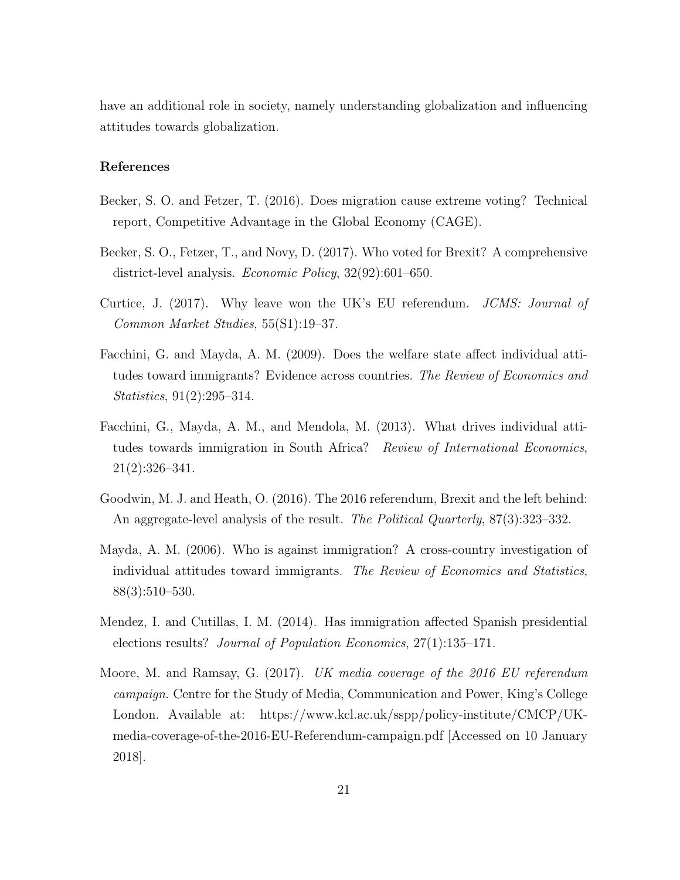have an additional role in society, namely understanding globalization and influencing attitudes towards globalization.

### References

Becker, S. O. and Fetzer, T. (2016). Does migration cause extreme voting? Technical report, Competitive Advantage in the Global Economy (CAGE).

Becker, S. O., Fetzer, T., and Novy, D. (2017). Who voted for Brexit? A comprehensive district-level analysis. *Economic Policy*, 32(92):601–650.

Curtice, J. (2017). Why leave won the UK's EU referendum. *JCMS: Journal of Common Market Studies*, 55(S1):19–37.

Facchini, G. and Mayda, A. M. (2009). Does the welfare state affect individual attitudes toward immigrants? Evidence across countries. *The Review of Economics and Statistics*, 91(2):295–314.

Facchini, G., Mayda, A. M., and Mendola, M. (2013). What drives individual attitudes towards immigration in South Africa? *Review of International Economics*, 21(2):326–341.

Goodwin, M. J. and Heath, O. (2016). The 2016 referendum, Brexit and the left behind: An aggregate-level analysis of the result. *The Political Quarterly*, 87(3):323–332.

Mayda, A. M. (2006). Who is against immigration? A cross-country investigation of individual attitudes toward immigrants. *The Review of Economics and Statistics*, 88(3):510–530.

Mendez, I. and Cutillas, I. M. (2014). Has immigration affected Spanish presidential elections results? *Journal of Population Economics*, 27(1):135–171.

Moore, M. and Ramsay, G. (2017). *UK media coverage of the 2016 EU referendum campaign*. Centre for the Study of Media, Communication and Power, King's College London. Available at: https://www.kcl.ac.uk/sspp/policy-institute/CMCP/UK-media-coverage-of-the-2016-EU-Referendum-campaign.pdf [Accessed on 10 January 2018].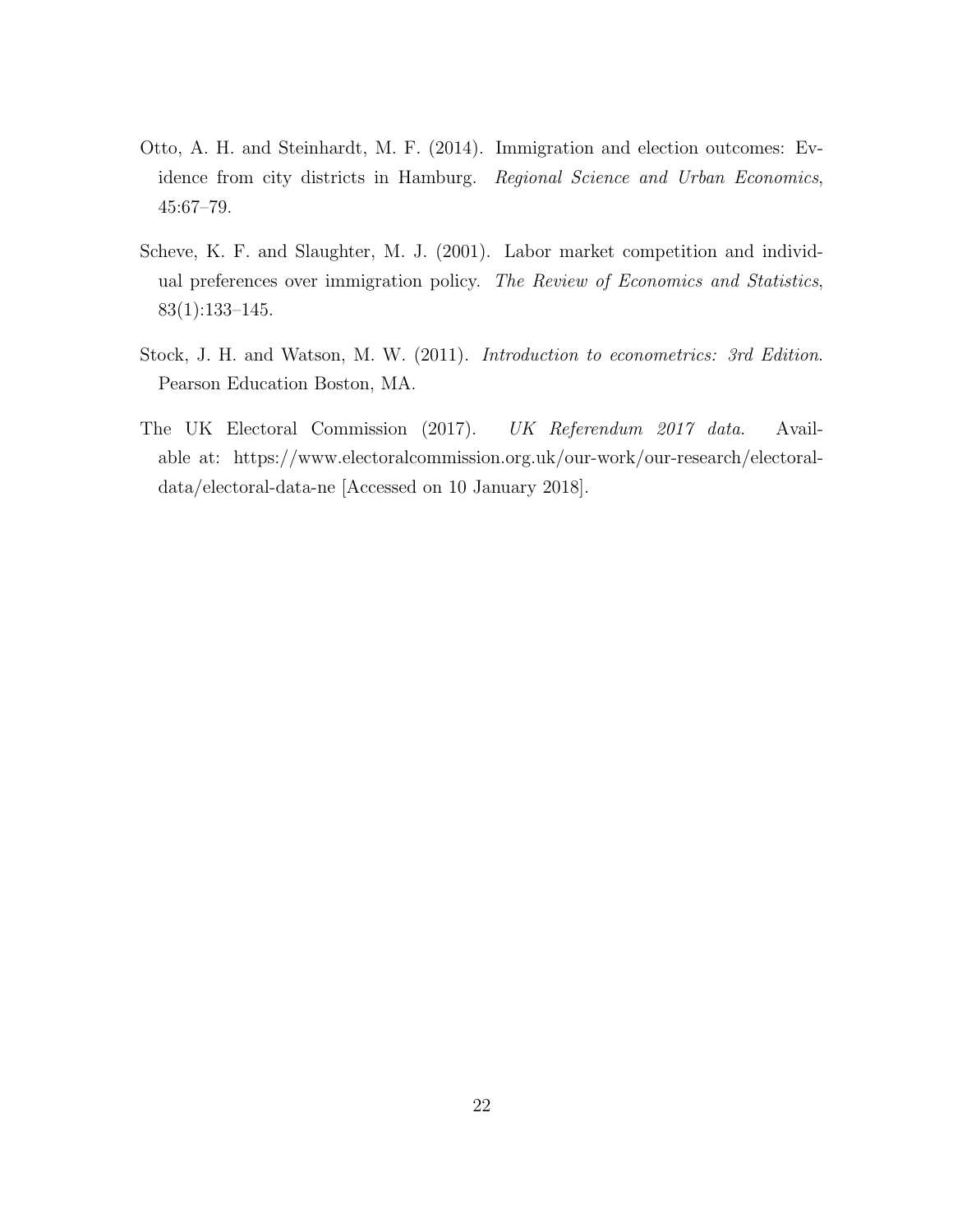Otto, A. H. and Steinhardt, M. F. (2014). Immigration and election outcomes: Evidence from city districts in Hamburg. *Regional Science and Urban Economics*, 45:67–79.

Scheve, K. F. and Slaughter, M. J. (2001). Labor market competition and individual preferences over immigration policy. *The Review of Economics and Statistics*, 83(1):133–145.

Stock, J. H. and Watson, M. W. (2011). *Introduction to econometrics: 3rd Edition*. Pearson Education Boston, MA.

The UK Electoral Commission (2017). *UK Referendum 2017 data*. Available at: https://www.electoralcommission.org.uk/our-work/our-research/electoral-data/electoral-data-ne [Accessed on 10 January 2018].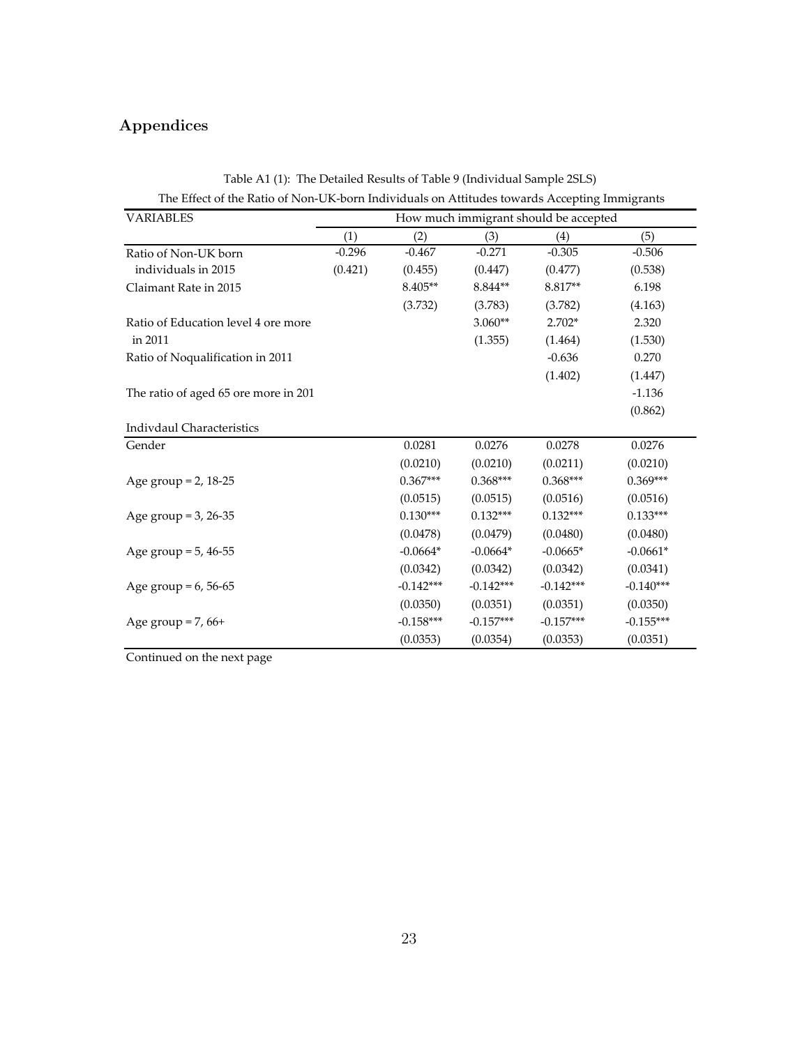## Appendices

Table A1 (1): The Detailed Results of Table 9 (Individual Sample 2SLS)

The Effect of the Ratio of Non-UK-born Individuals on Attitudes towards Accepting Immigrants

| VARIABLES | How much immigrant should be accepted | | | | |
|---|---|---|---|---|---|
| | (1) | (2) | (3) | (4) | (5) |
| Ratio of Non-UK born | -0.296 | -0.467 | -0.271 | -0.305 | -0.506 |
| individuals in 2015 | (0.421) | (0.455) | (0.447) | (0.477) | (0.538) |
| Claimant Rate in 2015 | | 8.405** | 8.844** | 8.817** | 6.198 |
| | | (3.732) | (3.783) | (3.782) | (4.163) |
| Ratio of Education level 4 ore more | | | 3.060** | 2.702* | 2.320 |
| in 2011 | | | (1.355) | (1.464) | (1.530) |
| Ratio of Noqualification in 2011 | | | | -0.636 | 0.270 |
| | | | | (1.402) | (1.447) |
| The ratio of aged 65 ore more in 201 | | | | | -1.136 |
| | | | | | (0.862) |
| Indivdaul Characteristics | | | | | |
| Gender | | 0.0281 | 0.0276 | 0.0278 | 0.0276 |
| | | (0.0210) | (0.0210) | (0.0211) | (0.0210) |
| Age group = 2, 18-25 | | 0.367*** | 0.368*** | 0.368*** | 0.369*** |
| | | (0.0515) | (0.0515) | (0.0516) | (0.0516) |
| Age group = 3, 26-35 | | 0.130*** | 0.132*** | 0.132*** | 0.133*** |
| | | (0.0478) | (0.0479) | (0.0480) | (0.0480) |
| Age group = 5, 46-55 | | -0.0664* | -0.0664* | -0.0665* | -0.0661* |
| | | (0.0342) | (0.0342) | (0.0342) | (0.0341) |
| Age group = 6, 56-65 | | -0.142*** | -0.142*** | -0.142*** | -0.140*** |
| | | (0.0350) | (0.0351) | (0.0351) | (0.0350) |
| Age group = 7, 66+ | | -0.158*** | -0.157*** | -0.157*** | -0.155*** |
| | | (0.0353) | (0.0354) | (0.0353) | (0.0351) |

Continued on the next page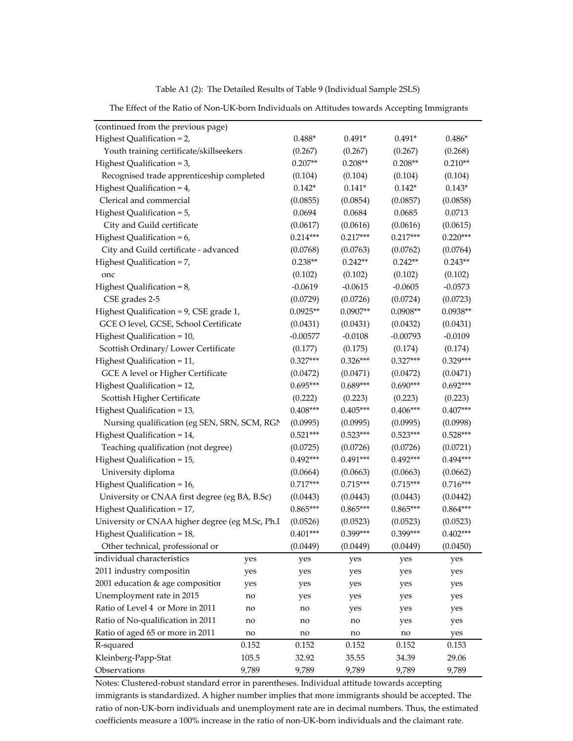Table A1 (2): The Detailed Results of Table 9 (Individual Sample 2SLS)

The Effect of the Ratio of Non-UK-born Individuals on Attitudes towards Accepting Immigrants

| | | | | | |
|---|---|---|---|---|---|
| (continued from the previous page) | | | | | |
| Highest Qualification = 2, | | 0.488* | 0.491* | 0.491* | 0.486* |
| Youth training certificate/skillseekers | | (0.267) | (0.267) | (0.267) | (0.268) |
| Highest Qualification = 3, | | 0.207** | 0.208** | 0.208** | 0.210** |
| Recognised trade apprenticeship completed | | (0.104) | (0.104) | (0.104) | (0.104) |
| Highest Qualification = 4, | | 0.142* | 0.141* | 0.142* | 0.143* |
| Clerical and commercial | | (0.0855) | (0.0854) | (0.0857) | (0.0858) |
| Highest Qualification = 5, | | 0.0694 | 0.0684 | 0.0685 | 0.0713 |
| City and Guild certificate | | (0.0617) | (0.0616) | (0.0616) | (0.0615) |
| Highest Qualification = 6, | | 0.214*** | 0.217*** | 0.217*** | 0.220*** |
| City and Guild certificate - advanced | | (0.0768) | (0.0763) | (0.0762) | (0.0764) |
| Highest Qualification = 7, | | 0.238** | 0.242** | 0.242** | 0.243** |
| onc | | (0.102) | (0.102) | (0.102) | (0.102) |
| Highest Qualification = 8, | | -0.0619 | -0.0615 | -0.0605 | -0.0573 |
| CSE grades 2-5 | | (0.0729) | (0.0726) | (0.0724) | (0.0723) |
| Highest Qualification = 9, CSE grade 1, | | 0.0925** | 0.0907** | 0.0908** | 0.0938** |
| GCE O level, GCSE, School Certificate | | (0.0431) | (0.0431) | (0.0432) | (0.0431) |
| Highest Qualification = 10, | | -0.00577 | -0.0108 | -0.00793 | -0.0109 |
| Scottish Ordinary/ Lower Certificate | | (0.177) | (0.175) | (0.174) | (0.174) |
| Highest Qualification = 11, | | 0.327*** | 0.326*** | 0.327*** | 0.329*** |
| GCE A level or Higher Certificate | | (0.0472) | (0.0471) | (0.0472) | (0.0471) |
| Highest Qualification = 12, | | 0.695*** | 0.689*** | 0.690*** | 0.692*** |
| Scottish Higher Certificate | | (0.222) | (0.223) | (0.223) | (0.223) |
| Highest Qualification = 13, | | 0.408*** | 0.405*** | 0.406*** | 0.407*** |
| Nursing qualification (eg SEN, SRN, SCM, RGN | | (0.0995) | (0.0995) | (0.0995) | (0.0998) |
| Highest Qualification = 14, | | 0.521*** | 0.523*** | 0.523*** | 0.528*** |
| Teaching qualification (not degree) | | (0.0725) | (0.0726) | (0.0726) | (0.0721) |
| Highest Qualification = 15, | | 0.492*** | 0.491*** | 0.492*** | 0.494*** |
| University diploma | | (0.0664) | (0.0663) | (0.0663) | (0.0662) |
| Highest Qualification = 16, | | 0.717*** | 0.715*** | 0.715*** | 0.716*** |
| University or CNAA first degree (eg BA, B.Sc) | | (0.0443) | (0.0443) | (0.0443) | (0.0442) |
| Highest Qualification = 17, | | 0.865*** | 0.865*** | 0.865*** | 0.864*** |
| University or CNAA higher degree (eg M.Sc, Ph.I | | (0.0526) | (0.0523) | (0.0523) | (0.0523) |
| Highest Qualification = 18, | | 0.401*** | 0.399*** | 0.399*** | 0.402*** |
| Other technical, professional or | | (0.0449) | (0.0449) | (0.0449) | (0.0450) |
| individual characteristics | yes | yes | yes | yes | yes |
| 2011 industry compositin | yes | yes | yes | yes | yes |
| 2001 education & age compositior | yes | yes | yes | yes | yes |
| Unemployment rate in 2015 | no | yes | yes | yes | yes |
| Ratio of Level 4 or More in 2011 | no | no | yes | yes | yes |
| Ratio of No-qualification in 2011 | no | no | no | yes | yes |
| Ratio of aged 65 or more in 2011 | no | no | no | no | yes |
| R-squared | 0.152 | 0.152 | 0.152 | 0.152 | 0.153 |
| Kleinberg-Papp-Stat | 105.5 | 32.92 | 35.55 | 34.39 | 29.06 |
| Observations | 9,789 | 9,789 | 9,789 | 9,789 | 9,789 |

Notes: Clustered-robust standard error in parentheses. Individual attitude towards accepting immigrants is standardized. A higher number implies that more immigrants should be accepted. The ratio of non-UK-born individuals and unemployment rate are in decimal numbers. Thus, the estimated coefficients measure a 100% increase in the ratio of non-UK-born individuals and the claimant rate.